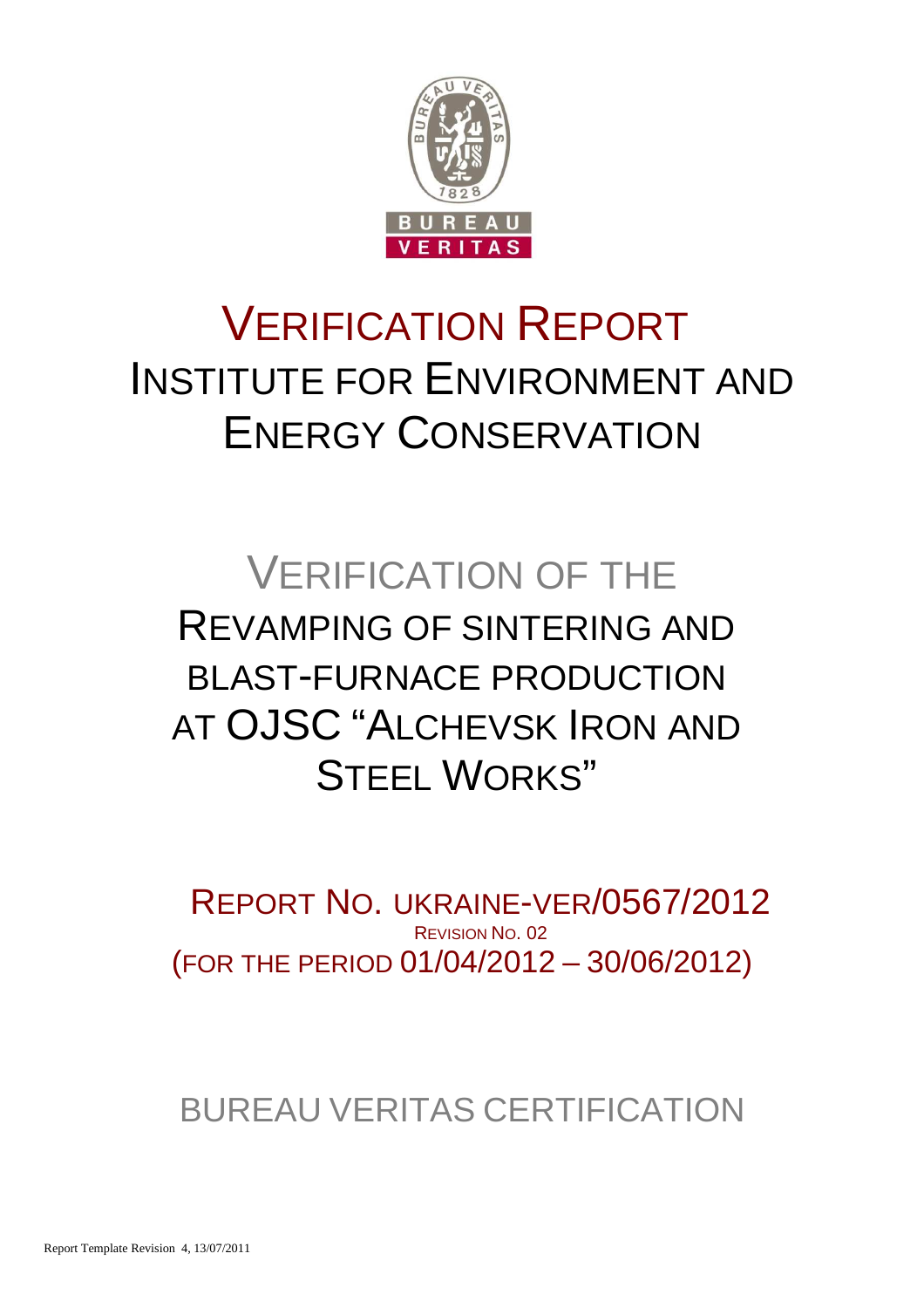# VERIFICATION REPORT
## INSTITUTE FOR ENVIRONMENT AND ENERGY CONSERVATION

# VERIFICATION OF THE REVAMPING OF SINTERING AND BLAST-FURNACE PRODUCTION AT OJSC "ALCHEVSK IRON AND STEEL WORKS"

REPORT NO. UKRAINE-VER/0567/2012

REVISION NO. 02

(FOR THE PERIOD 01/04/2012 – 30/06/2012)

BUREAU VERITAS CERTIFICATION

Report Template Revision 4, 13/07/2011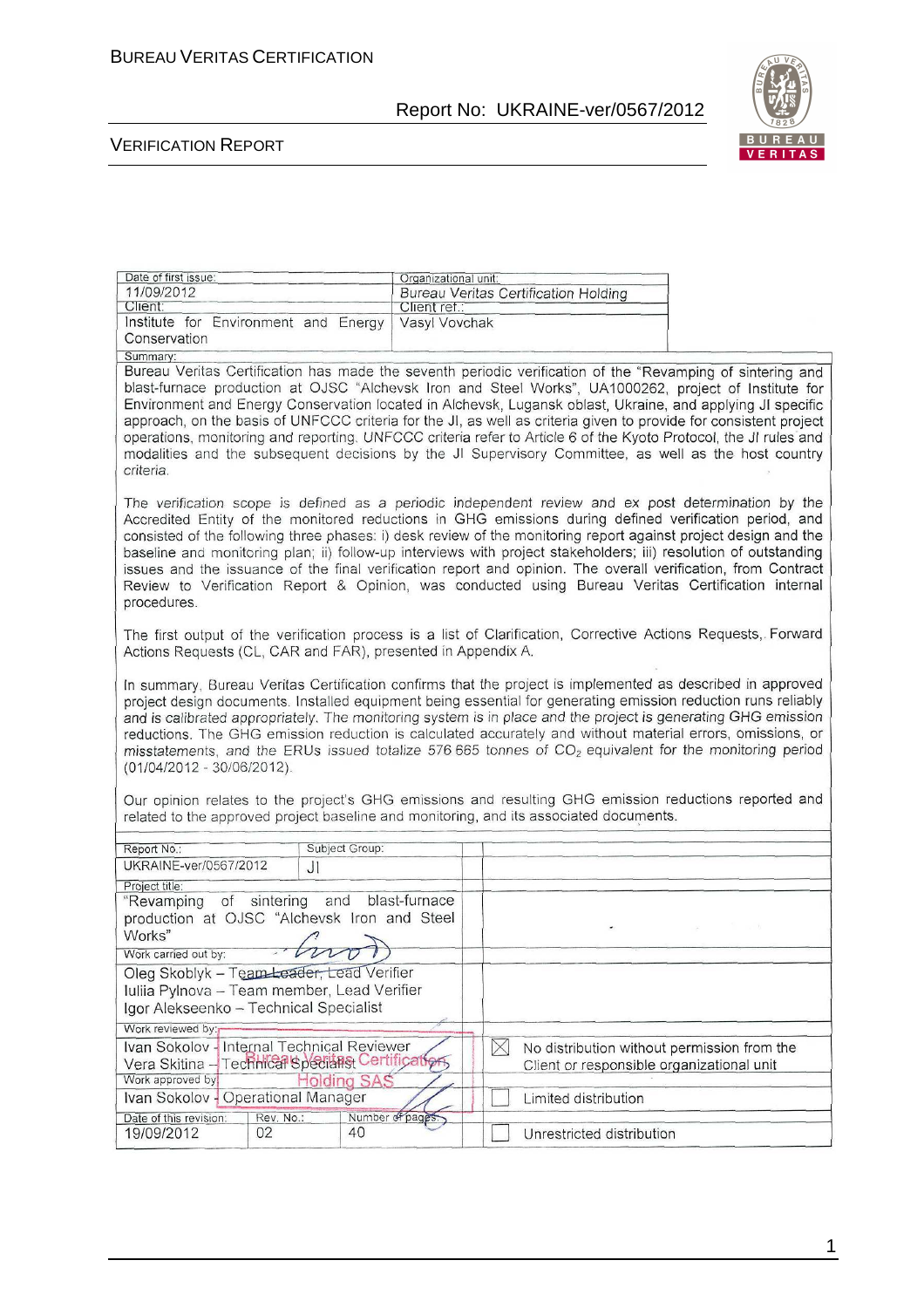| Date of first issue: | Organizational unit: |
|---|---|
| 11/09/2012 | Bureau Veritas Certification Holding |
| Client: | Client ref.: |
| Institute for Environment and Energy Conservation | Vasyl Vovchak |

Summary:

Bureau Veritas Certification has made the seventh periodic verification of the "Revamping of sintering and blast-furnace production at OJSC "Alchevsk Iron and Steel Works", UA1000262, project of Institute for Environment and Energy Conservation located in Alchevsk, Lugansk oblast, Ukraine, and applying JI specific approach, on the basis of UNFCCC criteria for the JI, as well as criteria given to provide for consistent project operations, monitoring and reporting. UNFCCC criteria refer to Article 6 of the Kyoto Protocol, the JI rules and modalities and the subsequent decisions by the JI Supervisory Committee, as well as the host country criteria.

The verification scope is defined as a periodic independent review and ex post determination by the Accredited Entity of the monitored reductions in GHG emissions during defined verification period, and consisted of the following three phases: i) desk review of the monitoring report against project design and the baseline and monitoring plan; ii) follow-up interviews with project stakeholders; iii) resolution of outstanding issues and the issuance of the final verification report and opinion. The overall verification, from Contract Review to Verification Report & Opinion, was conducted using Bureau Veritas Certification internal procedures.

The first output of the verification process is a list of Clarification, Corrective Actions Requests, Forward Actions Requests (CL, CAR and FAR), presented in Appendix A.

In summary, Bureau Veritas Certification confirms that the project is implemented as described in approved project design documents. Installed equipment being essential for generating emission reduction runs reliably and is calibrated appropriately. The monitoring system is in place and the project is generating GHG emission reductions. The GHG emission reduction is calculated accurately and without material errors, omissions, or misstatements, and the ERUs issued totalize 576 665 tonnes of $CO_2$ equivalent for the monitoring period (01/04/2012 - 30/06/2012).

Our opinion relates to the project's GHG emissions and resulting GHG emission reductions reported and related to the approved project baseline and monitoring, and its associated documents.

| Report No.: | Subject Group: | |
|---|---|---|
| UKRAINE-ver/0567/2012 | JI | |
| Project title: "Revamping of sintering and blast-furnace production at OJSC "Alchevsk Iron and Steel Works" | | |
| Work carried out by: Oleg Skoblyk – Team Leader, Lead Verifier; Iuliia Pylnova – Team member, Lead Verifier; Igor Alekseenko – Technical Specialist | | |
| Work reviewed by: Ivan Sokolov - Internal Technical Reviewer; Vera Skitina – Technical Specialist | | ☒ No distribution without permission from the Client or responsible organizational unit |
| Work approved by: Ivan Sokolov - Operational Manager | | ☐ Limited distribution |
| Date of this revision: 19/09/2012 | Rev. No.: 02 / Number of pages: 40 | ☐ Unrestricted distribution |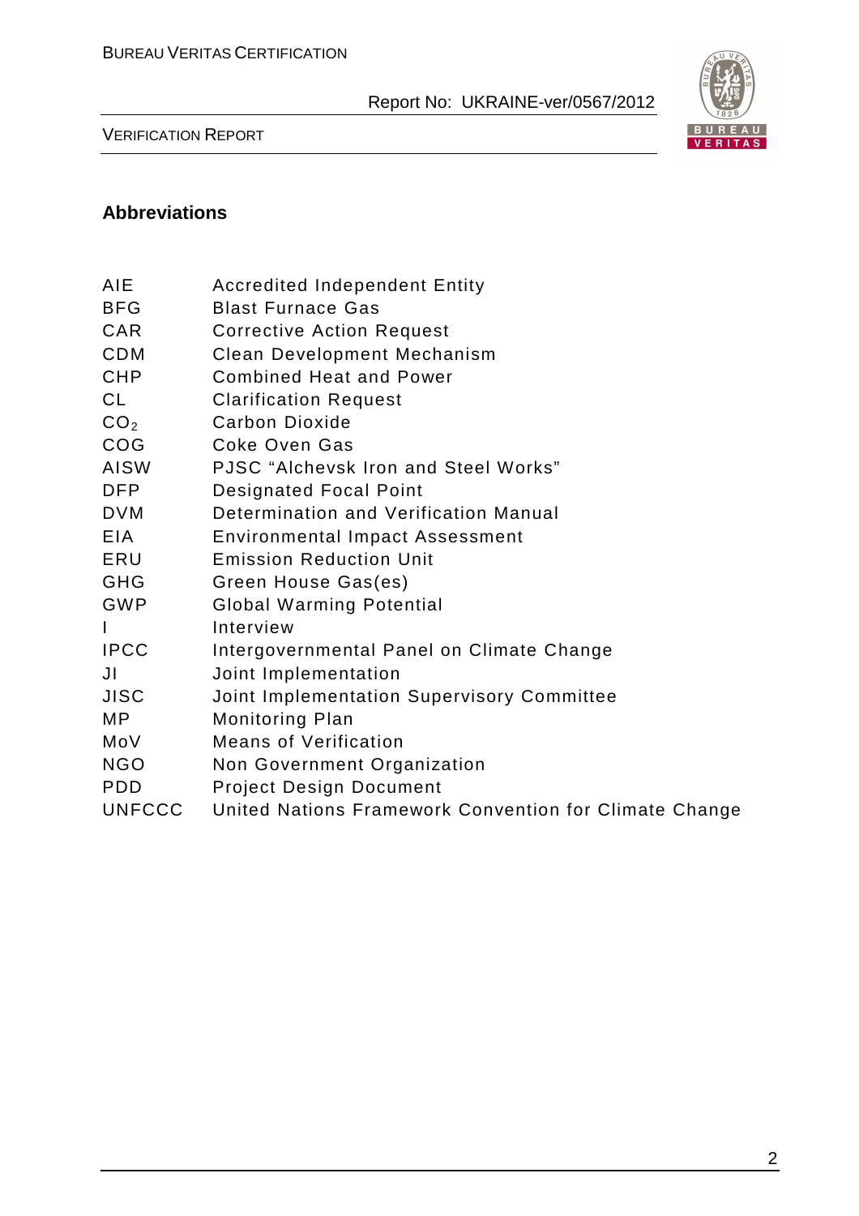## Abbreviations

| | |
|---|---|
| AIE | Accredited Independent Entity |
| BFG | Blast Furnace Gas |
| CAR | Corrective Action Request |
| CDM | Clean Development Mechanism |
| CHP | Combined Heat and Power |
| CL | Clarification Request |
| $CO_2$ | Carbon Dioxide |
| COG | Coke Oven Gas |
| AISW | PJSC "Alchevsk Iron and Steel Works" |
| DFP | Designated Focal Point |
| DVM | Determination and Verification Manual |
| EIA | Environmental Impact Assessment |
| ERU | Emission Reduction Unit |
| GHG | Green House Gas(es) |
| GWP | Global Warming Potential |
| I | Interview |
| IPCC | Intergovernmental Panel on Climate Change |
| JI | Joint Implementation |
| JISC | Joint Implementation Supervisory Committee |
| MP | Monitoring Plan |
| MoV | Means of Verification |
| NGO | Non Government Organization |
| PDD | Project Design Document |
| UNFCCC | United Nations Framework Convention for Climate Change |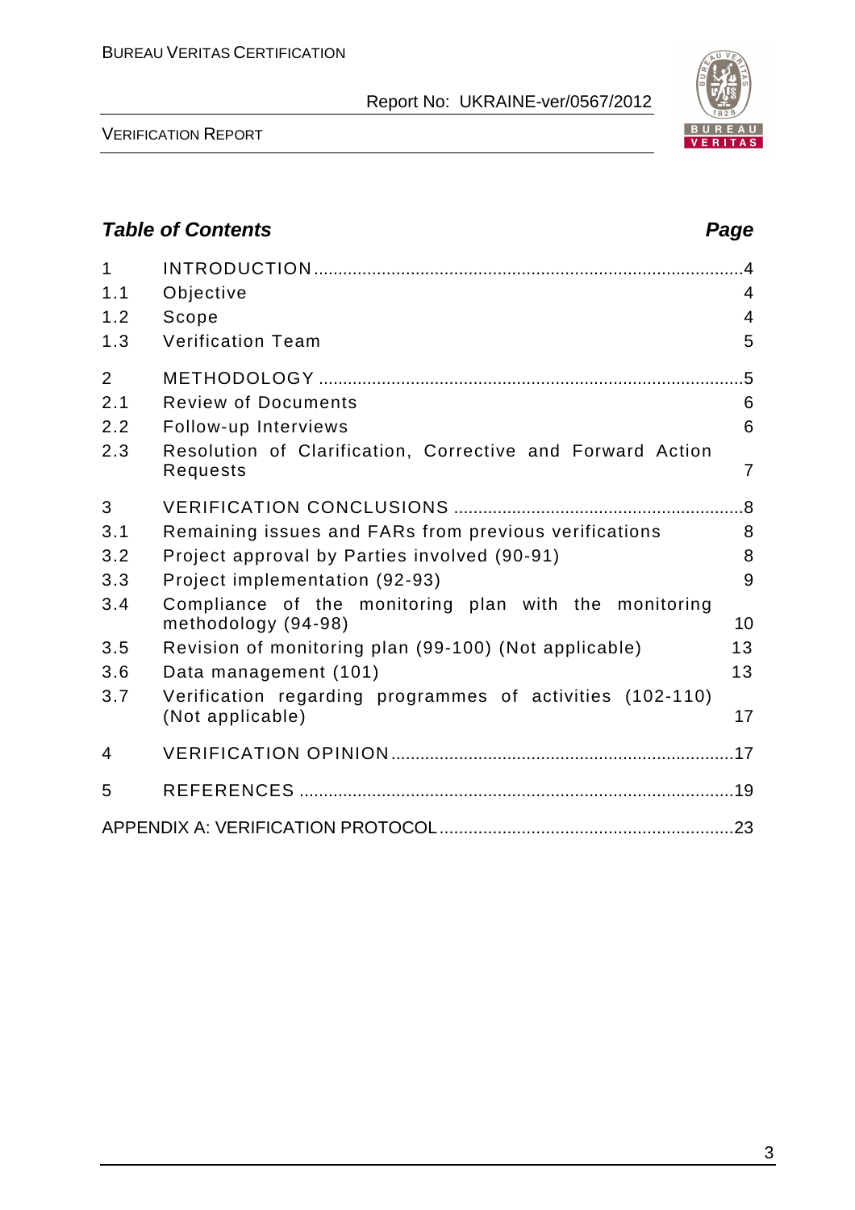## Table of Contents

| | | Page |
|---|---|---|
| 1 | INTRODUCTION | 4 |
| 1.1 | Objective | 4 |
| 1.2 | Scope | 4 |
| 1.3 | Verification Team | 5 |
| 2 | METHODOLOGY | 5 |
| 2.1 | Review of Documents | 6 |
| 2.2 | Follow-up Interviews | 6 |
| 2.3 | Resolution of Clarification, Corrective and Forward Action Requests | 7 |
| 3 | VERIFICATION CONCLUSIONS | 8 |
| 3.1 | Remaining issues and FARs from previous verifications | 8 |
| 3.2 | Project approval by Parties involved (90-91) | 8 |
| 3.3 | Project implementation (92-93) | 9 |
| 3.4 | Compliance of the monitoring plan with the monitoring methodology (94-98) | 10 |
| 3.5 | Revision of monitoring plan (99-100) (Not applicable) | 13 |
| 3.6 | Data management (101) | 13 |
| 3.7 | Verification regarding programmes of activities (102-110) (Not applicable) | 17 |
| 4 | VERIFICATION OPINION | 17 |
| 5 | REFERENCES | 19 |
| | APPENDIX A: VERIFICATION PROTOCOL | 23 |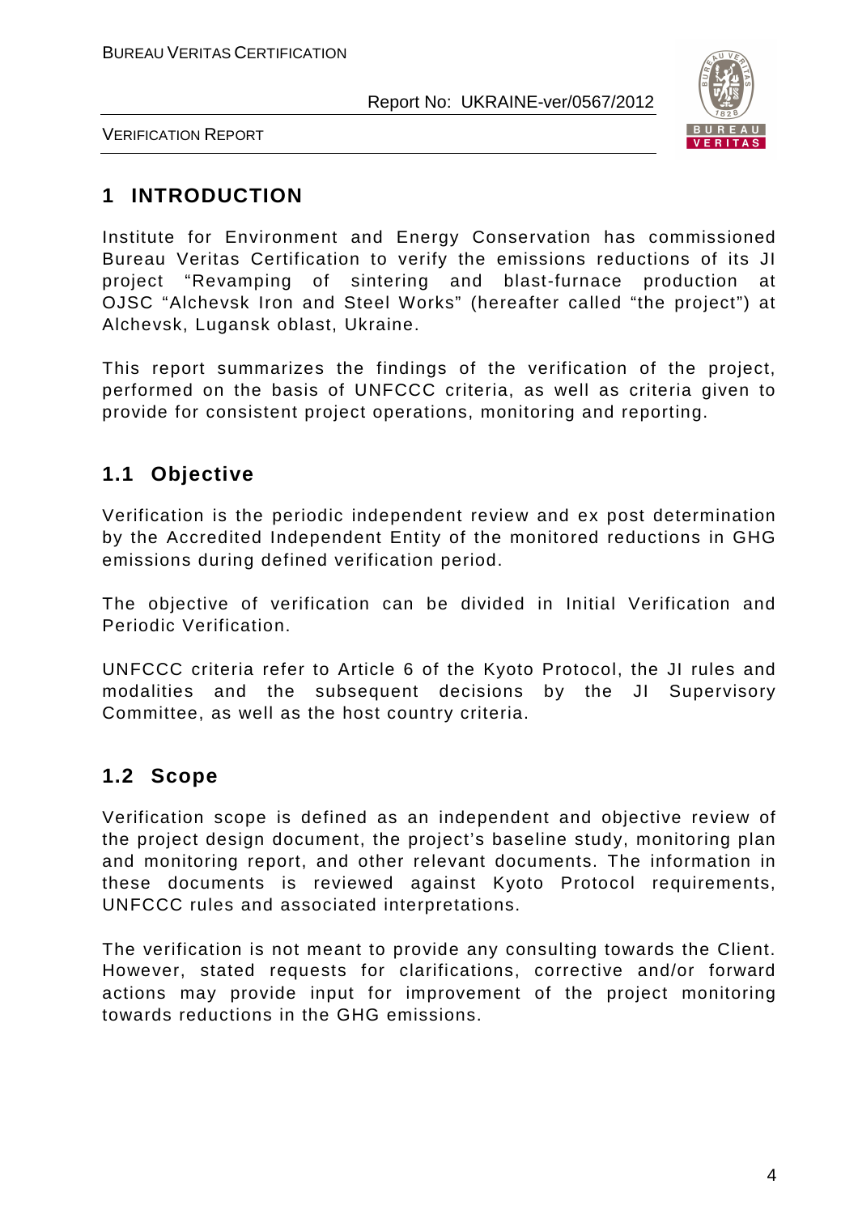# 1 INTRODUCTION

Institute for Environment and Energy Conservation has commissioned Bureau Veritas Certification to verify the emissions reductions of its JI project "Revamping of sintering and blast-furnace production at OJSC "Alchevsk Iron and Steel Works" (hereafter called "the project") at Alchevsk, Lugansk oblast, Ukraine.

This report summarizes the findings of the verification of the project, performed on the basis of UNFCCC criteria, as well as criteria given to provide for consistent project operations, monitoring and reporting.

## 1.1 Objective

Verification is the periodic independent review and ex post determination by the Accredited Independent Entity of the monitored reductions in GHG emissions during defined verification period.

The objective of verification can be divided in Initial Verification and Periodic Verification.

UNFCCC criteria refer to Article 6 of the Kyoto Protocol, the JI rules and modalities and the subsequent decisions by the JI Supervisory Committee, as well as the host country criteria.

## 1.2 Scope

Verification scope is defined as an independent and objective review of the project design document, the project's baseline study, monitoring plan and monitoring report, and other relevant documents. The information in these documents is reviewed against Kyoto Protocol requirements, UNFCCC rules and associated interpretations.

The verification is not meant to provide any consulting towards the Client. However, stated requests for clarifications, corrective and/or forward actions may provide input for improvement of the project monitoring towards reductions in the GHG emissions.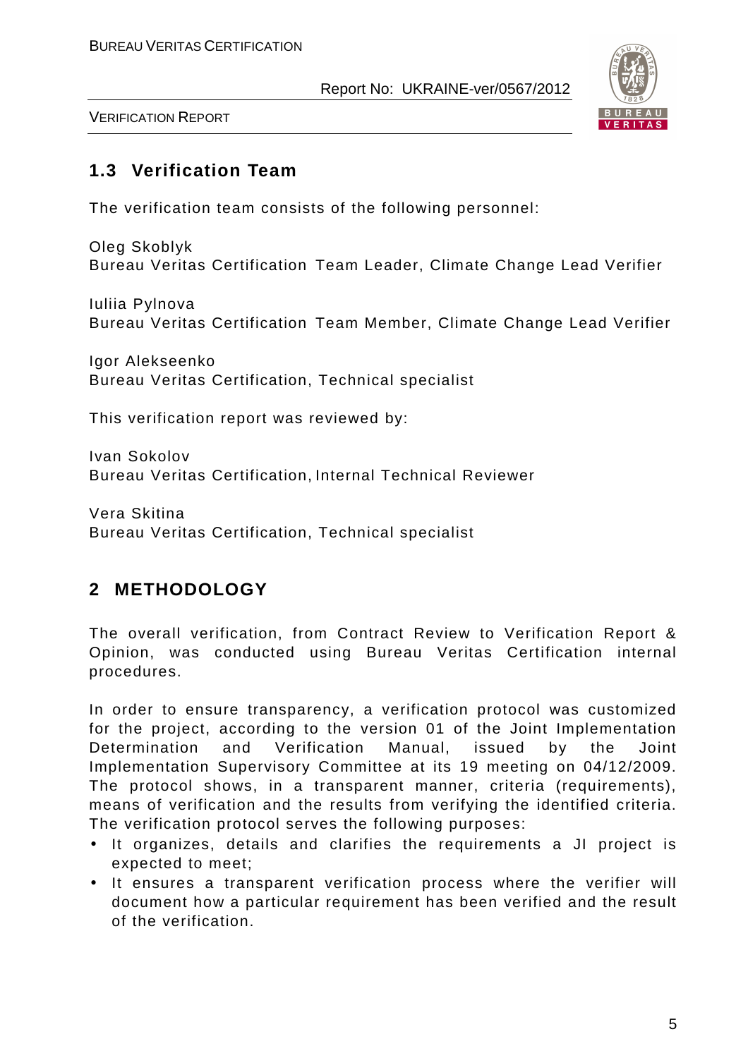## 1.3 Verification Team

The verification team consists of the following personnel:

Oleg Skoblyk
Bureau Veritas Certification Team Leader, Climate Change Lead Verifier

Iuliia Pylnova
Bureau Veritas Certification Team Member, Climate Change Lead Verifier

Igor Alekseenko
Bureau Veritas Certification, Technical specialist

This verification report was reviewed by:

Ivan Sokolov
Bureau Veritas Certification, Internal Technical Reviewer

Vera Skitina
Bureau Veritas Certification, Technical specialist

# 2 METHODOLOGY

The overall verification, from Contract Review to Verification Report & Opinion, was conducted using Bureau Veritas Certification internal procedures.

In order to ensure transparency, a verification protocol was customized for the project, according to the version 01 of the Joint Implementation Determination and Verification Manual, issued by the Joint Implementation Supervisory Committee at its 19 meeting on 04/12/2009. The protocol shows, in a transparent manner, criteria (requirements), means of verification and the results from verifying the identified criteria. The verification protocol serves the following purposes:

- It organizes, details and clarifies the requirements a JI project is expected to meet;
- It ensures a transparent verification process where the verifier will document how a particular requirement has been verified and the result of the verification.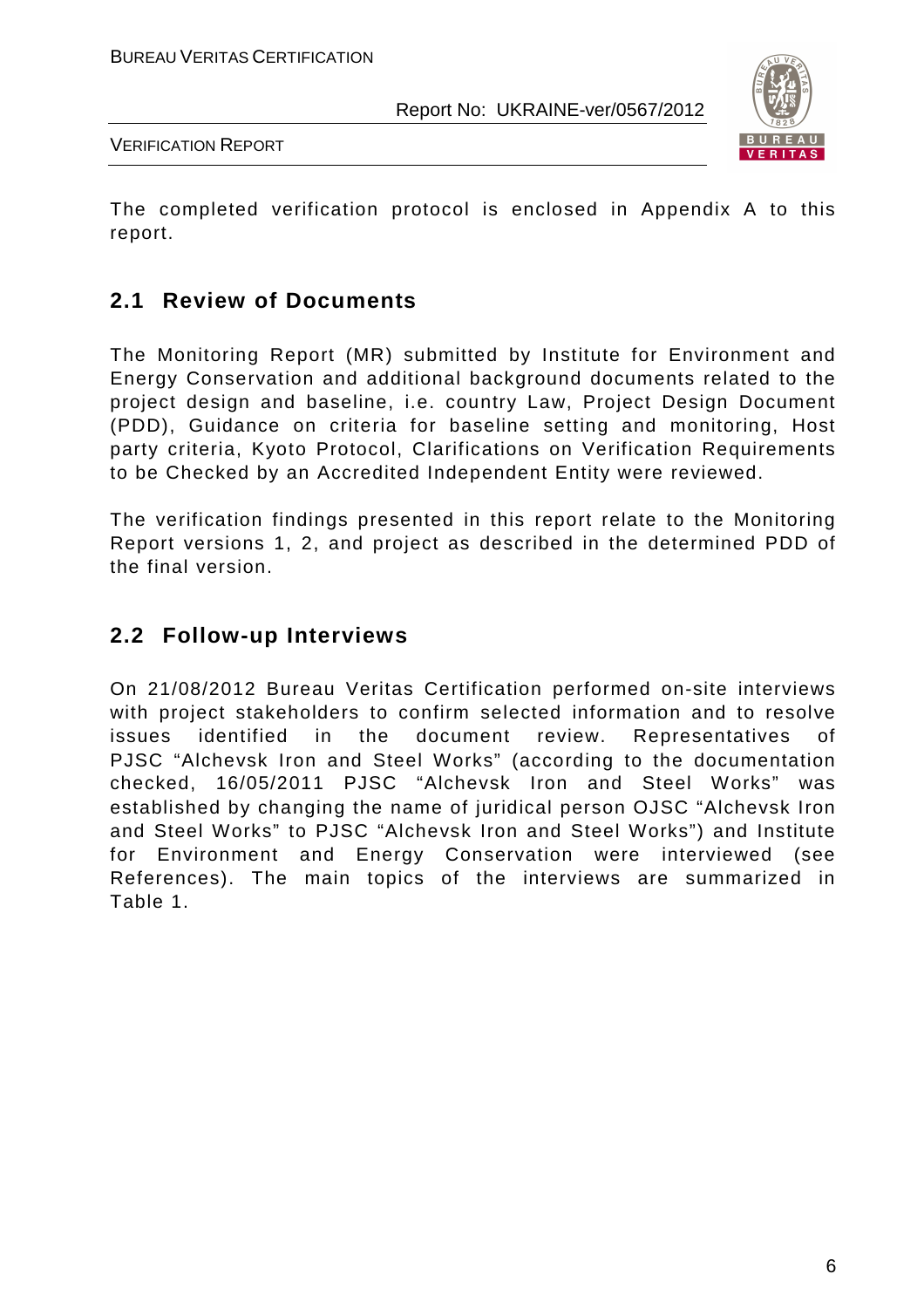The completed verification protocol is enclosed in Appendix A to this report.

## 2.1 Review of Documents

The Monitoring Report (MR) submitted by Institute for Environment and Energy Conservation and additional background documents related to the project design and baseline, i.e. country Law, Project Design Document (PDD), Guidance on criteria for baseline setting and monitoring, Host party criteria, Kyoto Protocol, Clarifications on Verification Requirements to be Checked by an Accredited Independent Entity were reviewed.

The verification findings presented in this report relate to the Monitoring Report versions 1, 2, and project as described in the determined PDD of the final version.

## 2.2 Follow-up Interviews

On 21/08/2012 Bureau Veritas Certification performed on-site interviews with project stakeholders to confirm selected information and to resolve issues identified in the document review. Representatives of PJSC "Alchevsk Iron and Steel Works" (according to the documentation checked, 16/05/2011 PJSC "Alchevsk Iron and Steel Works" was established by changing the name of juridical person OJSC "Alchevsk Iron and Steel Works" to PJSC "Alchevsk Iron and Steel Works") and Institute for Environment and Energy Conservation were interviewed (see References). The main topics of the interviews are summarized in Table 1.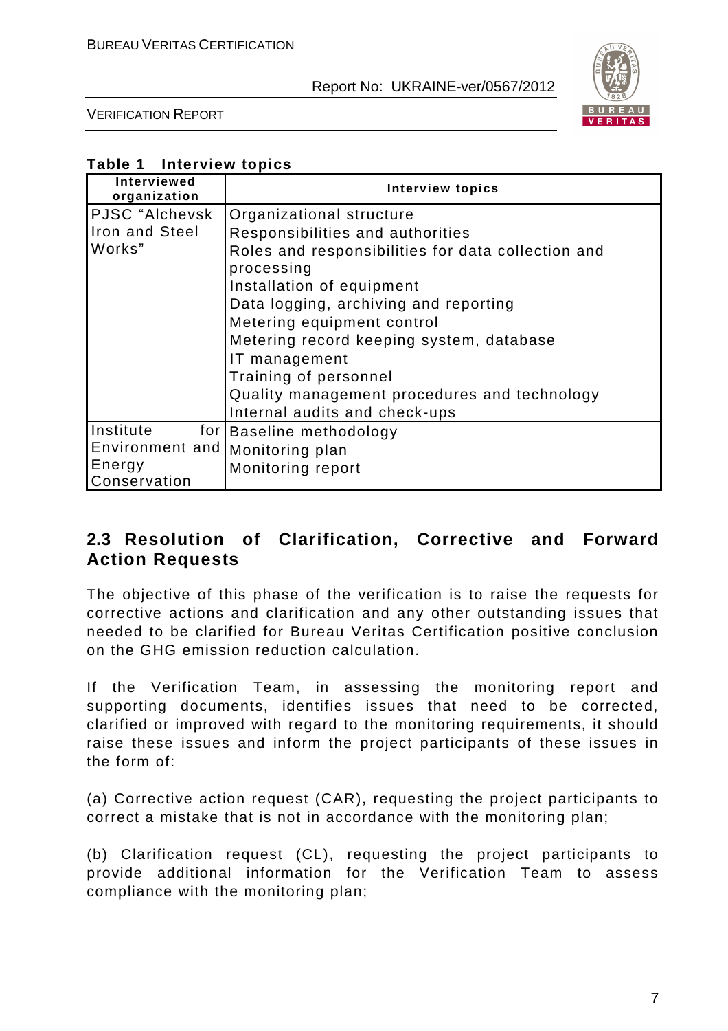**Table 1 Interview topics**

| Interviewed organization | Interview topics |
|---|---|
| PJSC "Alchevsk Iron and Steel Works" | Organizational structure<br>Responsibilities and authorities<br>Roles and responsibilities for data collection and processing<br>Installation of equipment<br>Data logging, archiving and reporting<br>Metering equipment control<br>Metering record keeping system, database<br>IT management<br>Training of personnel<br>Quality management procedures and technology<br>Internal audits and check-ups |
| Institute for Environment and Energy Conservation | Baseline methodology<br>Monitoring plan<br>Monitoring report |

## 2.3 Resolution of Clarification, Corrective and Forward Action Requests

The objective of this phase of the verification is to raise the requests for corrective actions and clarification and any other outstanding issues that needed to be clarified for Bureau Veritas Certification positive conclusion on the GHG emission reduction calculation.

If the Verification Team, in assessing the monitoring report and supporting documents, identifies issues that need to be corrected, clarified or improved with regard to the monitoring requirements, it should raise these issues and inform the project participants of these issues in the form of:

(a) Corrective action request (CAR), requesting the project participants to correct a mistake that is not in accordance with the monitoring plan;

(b) Clarification request (CL), requesting the project participants to provide additional information for the Verification Team to assess compliance with the monitoring plan;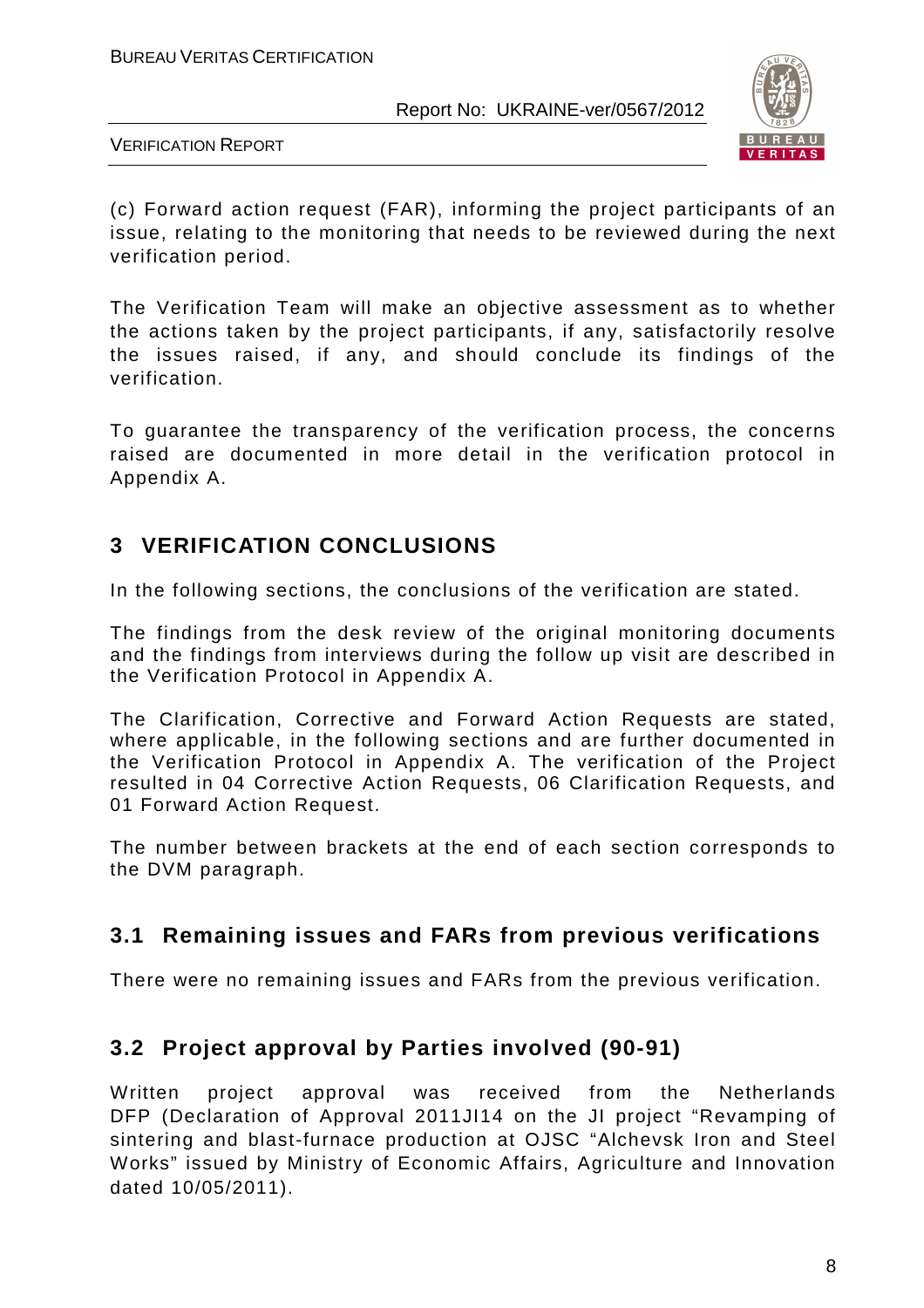(c) Forward action request (FAR), informing the project participants of an issue, relating to the monitoring that needs to be reviewed during the next verification period.

The Verification Team will make an objective assessment as to whether the actions taken by the project participants, if any, satisfactorily resolve the issues raised, if any, and should conclude its findings of the verification.

To guarantee the transparency of the verification process, the concerns raised are documented in more detail in the verification protocol in Appendix A.

# 3 VERIFICATION CONCLUSIONS

In the following sections, the conclusions of the verification are stated.

The findings from the desk review of the original monitoring documents and the findings from interviews during the follow up visit are described in the Verification Protocol in Appendix A.

The Clarification, Corrective and Forward Action Requests are stated, where applicable, in the following sections and are further documented in the Verification Protocol in Appendix A. The verification of the Project resulted in 04 Corrective Action Requests, 06 Clarification Requests, and 01 Forward Action Request.

The number between brackets at the end of each section corresponds to the DVM paragraph.

## 3.1 Remaining issues and FARs from previous verifications

There were no remaining issues and FARs from the previous verification.

## 3.2 Project approval by Parties involved (90-91)

Written project approval was received from the Netherlands DFP (Declaration of Approval 2011JI14 on the JI project "Revamping of sintering and blast-furnace production at OJSC "Alchevsk Iron and Steel Works" issued by Ministry of Economic Affairs, Agriculture and Innovation dated 10/05/2011).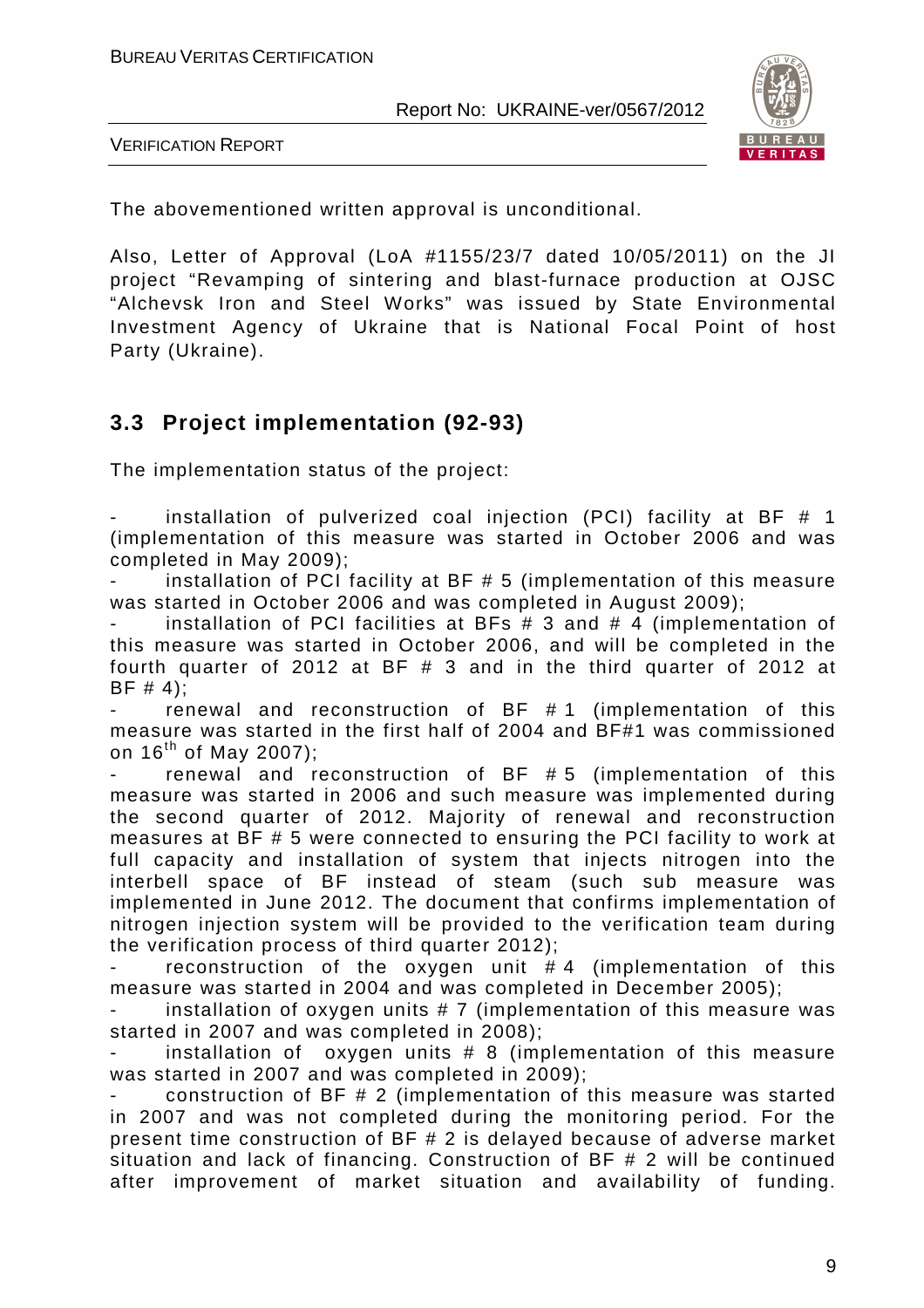The abovementioned written approval is unconditional.

Also, Letter of Approval (LoA #1155/23/7 dated 10/05/2011) on the JI project "Revamping of sintering and blast-furnace production at OJSC "Alchevsk Iron and Steel Works" was issued by State Environmental Investment Agency of Ukraine that is National Focal Point of host Party (Ukraine).

## 3.3 Project implementation (92-93)

The implementation status of the project:

- installation of pulverized coal injection (PCI) facility at BF # 1 (implementation of this measure was started in October 2006 and was completed in May 2009);
- installation of PCI facility at BF # 5 (implementation of this measure was started in October 2006 and was completed in August 2009);
- installation of PCI facilities at BFs # 3 and # 4 (implementation of this measure was started in October 2006, and will be completed in the fourth quarter of 2012 at BF # 3 and in the third quarter of 2012 at BF # 4);
- renewal and reconstruction of BF # 1 (implementation of this measure was started in the first half of 2004 and BF#1 was commissioned on 16th of May 2007);
- renewal and reconstruction of BF # 5 (implementation of this measure was started in 2006 and such measure was implemented during the second quarter of 2012. Majority of renewal and reconstruction measures at BF # 5 were connected to ensuring the PCI facility to work at full capacity and installation of system that injects nitrogen into the interbell space of BF instead of steam (such sub measure was implemented in June 2012. The document that confirms implementation of nitrogen injection system will be provided to the verification team during the verification process of third quarter 2012);
- reconstruction of the oxygen unit # 4 (implementation of this measure was started in 2004 and was completed in December 2005);
- installation of oxygen units # 7 (implementation of this measure was started in 2007 and was completed in 2008);
- installation of oxygen units # 8 (implementation of this measure was started in 2007 and was completed in 2009);
- construction of BF # 2 (implementation of this measure was started in 2007 and was not completed during the monitoring period. For the present time construction of BF # 2 is delayed because of adverse market situation and lack of financing. Construction of BF # 2 will be continued after improvement of market situation and availability of funding.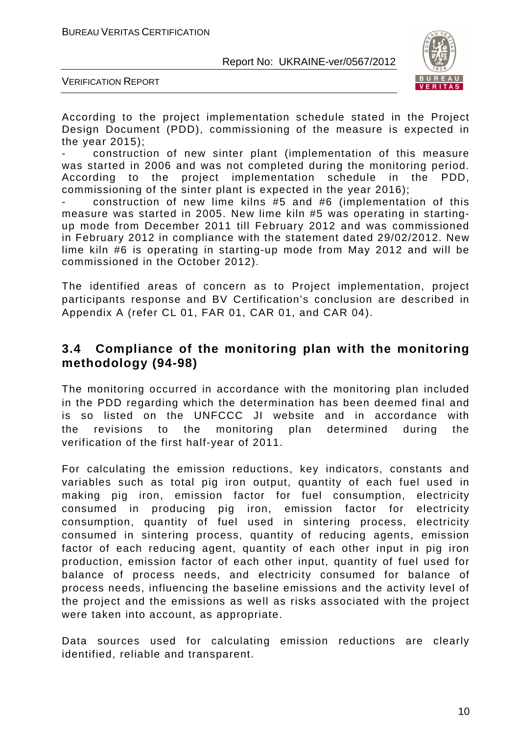According to the project implementation schedule stated in the Project Design Document (PDD), commissioning of the measure is expected in the year 2015);

- construction of new sinter plant (implementation of this measure was started in 2006 and was not completed during the monitoring period. According to the project implementation schedule in the PDD, commissioning of the sinter plant is expected in the year 2016);
- construction of new lime kilns #5 and #6 (implementation of this measure was started in 2005. New lime kiln #5 was operating in starting-up mode from December 2011 till February 2012 and was commissioned in February 2012 in compliance with the statement dated 29/02/2012. New lime kiln #6 is operating in starting-up mode from May 2012 and will be commissioned in the October 2012).

The identified areas of concern as to Project implementation, project participants response and BV Certification's conclusion are described in Appendix A (refer CL 01, FAR 01, CAR 01, and CAR 04).

## 3.4 Compliance of the monitoring plan with the monitoring methodology (94-98)

The monitoring occurred in accordance with the monitoring plan included in the PDD regarding which the determination has been deemed final and is so listed on the UNFCCC JI website and in accordance with the revisions to the monitoring plan determined during the verification of the first half-year of 2011.

For calculating the emission reductions, key indicators, constants and variables such as total pig iron output, quantity of each fuel used in making pig iron, emission factor for fuel consumption, electricity consumed in producing pig iron, emission factor for electricity consumption, quantity of fuel used in sintering process, electricity consumed in sintering process, quantity of reducing agents, emission factor of each reducing agent, quantity of each other input in pig iron production, emission factor of each other input, quantity of fuel used for balance of process needs, and electricity consumed for balance of process needs, influencing the baseline emissions and the activity level of the project and the emissions as well as risks associated with the project were taken into account, as appropriate.

Data sources used for calculating emission reductions are clearly identified, reliable and transparent.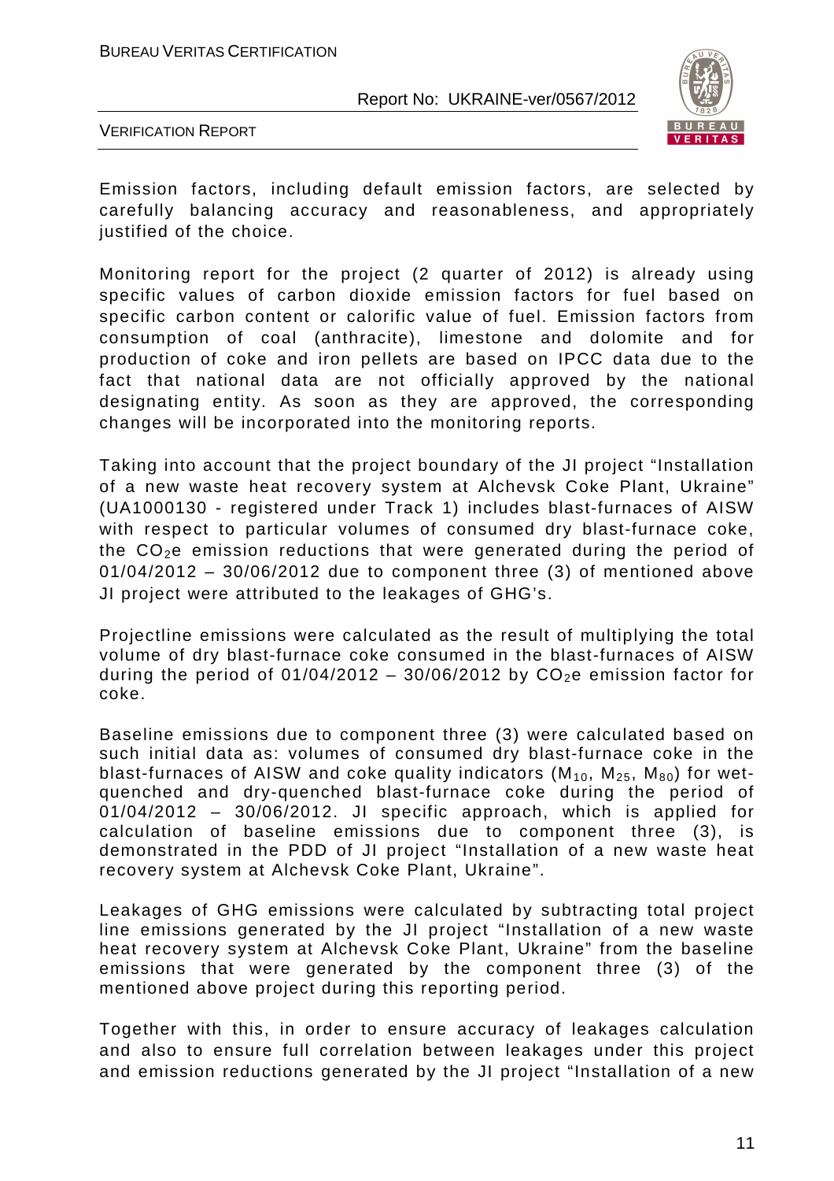Emission factors, including default emission factors, are selected by carefully balancing accuracy and reasonableness, and appropriately justified of the choice.

Monitoring report for the project (2 quarter of 2012) is already using specific values of carbon dioxide emission factors for fuel based on specific carbon content or calorific value of fuel. Emission factors from consumption of coal (anthracite), limestone and dolomite and for production of coke and iron pellets are based on IPCC data due to the fact that national data are not officially approved by the national designating entity. As soon as they are approved, the corresponding changes will be incorporated into the monitoring reports.

Taking into account that the project boundary of the JI project "Installation of a new waste heat recovery system at Alchevsk Coke Plant, Ukraine" (UA1000130 - registered under Track 1) includes blast-furnaces of AISW with respect to particular volumes of consumed dry blast-furnace coke, the $CO_2$e emission reductions that were generated during the period of 01/04/2012 – 30/06/2012 due to component three (3) of mentioned above JI project were attributed to the leakages of GHG's.

Projectline emissions were calculated as the result of multiplying the total volume of dry blast-furnace coke consumed in the blast-furnaces of AISW during the period of 01/04/2012 – 30/06/2012 by $CO_2$e emission factor for coke.

Baseline emissions due to component three (3) were calculated based on such initial data as: volumes of consumed dry blast-furnace coke in the blast-furnaces of AISW and coke quality indicators ($M_{10}$, $M_{25}$, $M_{80}$) for wet-quenched and dry-quenched blast-furnace coke during the period of 01/04/2012 – 30/06/2012. JI specific approach, which is applied for calculation of baseline emissions due to component three (3), is demonstrated in the PDD of JI project "Installation of a new waste heat recovery system at Alchevsk Coke Plant, Ukraine".

Leakages of GHG emissions were calculated by subtracting total project line emissions generated by the JI project "Installation of a new waste heat recovery system at Alchevsk Coke Plant, Ukraine" from the baseline emissions that were generated by the component three (3) of the mentioned above project during this reporting period.

Together with this, in order to ensure accuracy of leakages calculation and also to ensure full correlation between leakages under this project and emission reductions generated by the JI project "Installation of a new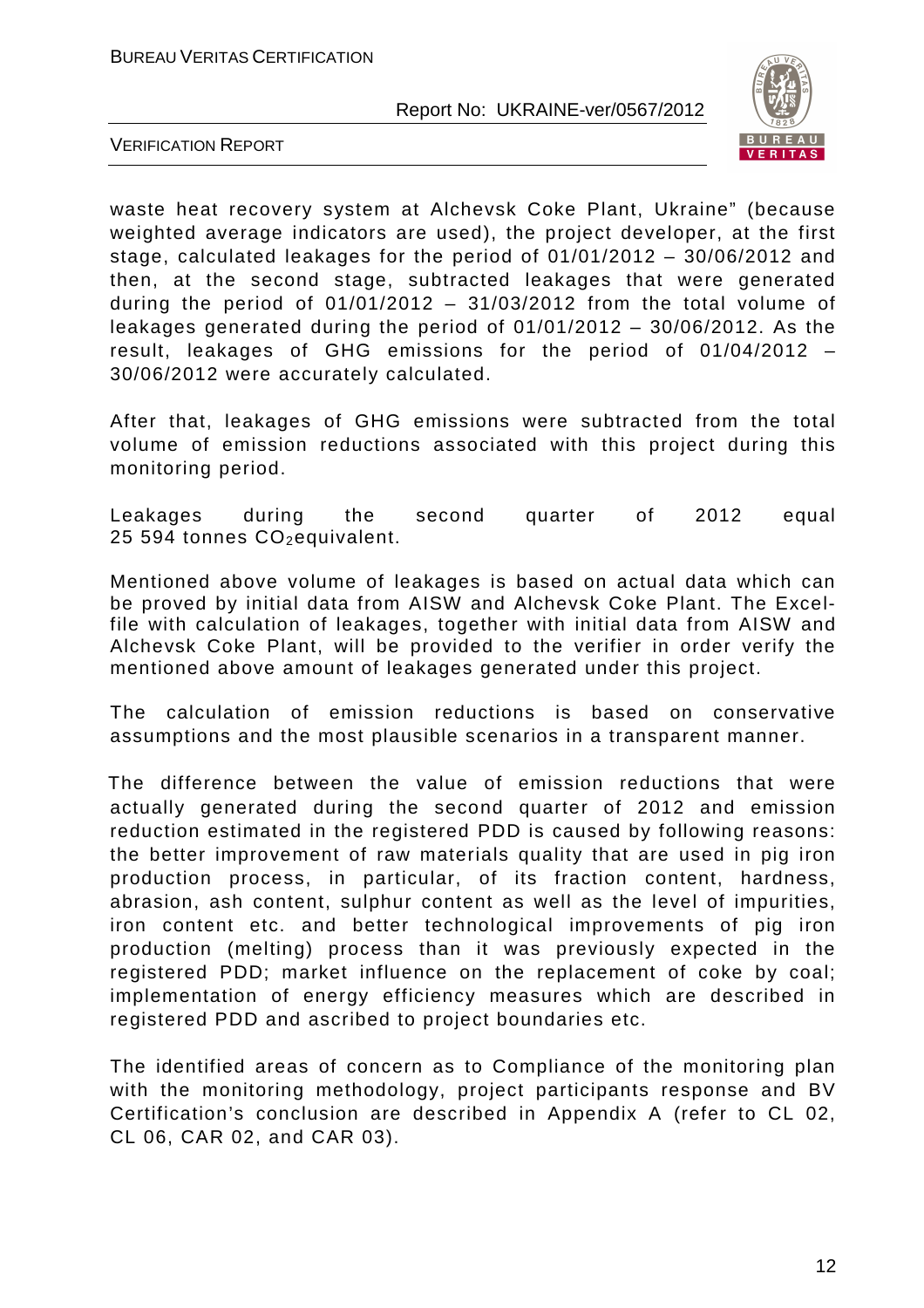waste heat recovery system at Alchevsk Coke Plant, Ukraine" (because weighted average indicators are used), the project developer, at the first stage, calculated leakages for the period of 01/01/2012 – 30/06/2012 and then, at the second stage, subtracted leakages that were generated during the period of 01/01/2012 – 31/03/2012 from the total volume of leakages generated during the period of 01/01/2012 – 30/06/2012. As the result, leakages of GHG emissions for the period of 01/04/2012 – 30/06/2012 were accurately calculated.

After that, leakages of GHG emissions were subtracted from the total volume of emission reductions associated with this project during this monitoring period.

Leakages during the second quarter of 2012 equal 25 594 tonnes $CO_2$equivalent.

Mentioned above volume of leakages is based on actual data which can be proved by initial data from AISW and Alchevsk Coke Plant. The Excel-file with calculation of leakages, together with initial data from AISW and Alchevsk Coke Plant, will be provided to the verifier in order verify the mentioned above amount of leakages generated under this project.

The calculation of emission reductions is based on conservative assumptions and the most plausible scenarios in a transparent manner.

The difference between the value of emission reductions that were actually generated during the second quarter of 2012 and emission reduction estimated in the registered PDD is caused by following reasons: the better improvement of raw materials quality that are used in pig iron production process, in particular, of its fraction content, hardness, abrasion, ash content, sulphur content as well as the level of impurities, iron content etc. and better technological improvements of pig iron production (melting) process than it was previously expected in the registered PDD; market influence on the replacement of coke by coal; implementation of energy efficiency measures which are described in registered PDD and ascribed to project boundaries etc.

The identified areas of concern as to Compliance of the monitoring plan with the monitoring methodology, project participants response and BV Certification's conclusion are described in Appendix A (refer to CL 02, CL 06, CAR 02, and CAR 03).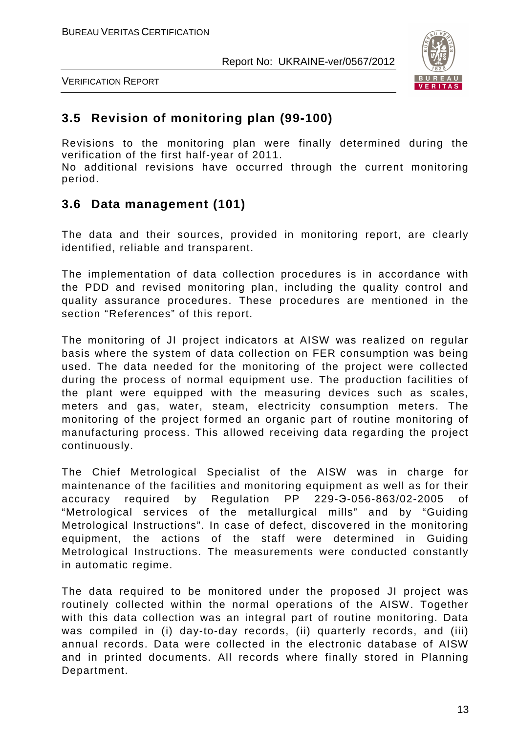## 3.5 Revision of monitoring plan (99-100)

Revisions to the monitoring plan were finally determined during the verification of the first half-year of 2011.
No additional revisions have occurred through the current monitoring period.

## 3.6 Data management (101)

The data and their sources, provided in monitoring report, are clearly identified, reliable and transparent.

The implementation of data collection procedures is in accordance with the PDD and revised monitoring plan, including the quality control and quality assurance procedures. These procedures are mentioned in the section "References" of this report.

The monitoring of JI project indicators at AISW was realized on regular basis where the system of data collection on FER consumption was being used. The data needed for the monitoring of the project were collected during the process of normal equipment use. The production facilities of the plant were equipped with the measuring devices such as scales, meters and gas, water, steam, electricity consumption meters. The monitoring of the project formed an organic part of routine monitoring of manufacturing process. This allowed receiving data regarding the project continuously.

The Chief Metrological Specialist of the AISW was in charge for maintenance of the facilities and monitoring equipment as well as for their accuracy required by Regulation PP 229-Э-056-863/02-2005 of "Metrological services of the metallurgical mills" and by "Guiding Metrological Instructions". In case of defect, discovered in the monitoring equipment, the actions of the staff were determined in Guiding Metrological Instructions. The measurements were conducted constantly in automatic regime.

The data required to be monitored under the proposed JI project was routinely collected within the normal operations of the AISW. Together with this data collection was an integral part of routine monitoring. Data was compiled in (i) day-to-day records, (ii) quarterly records, and (iii) annual records. Data were collected in the electronic database of AISW and in printed documents. All records where finally stored in Planning Department.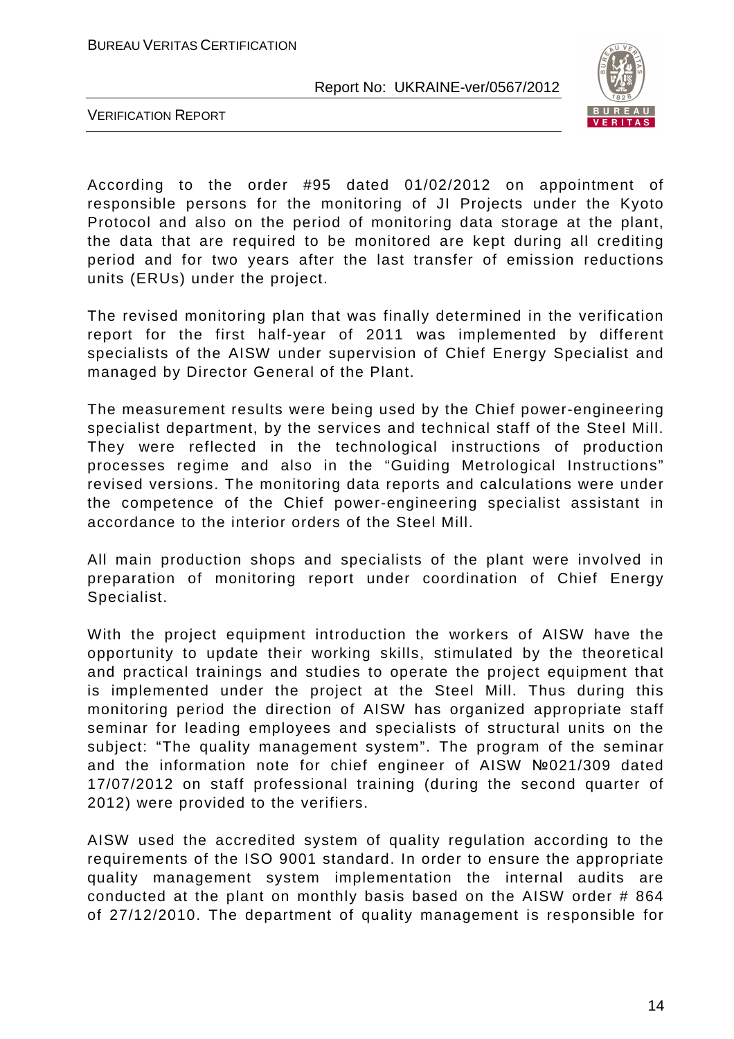According to the order #95 dated 01/02/2012 on appointment of responsible persons for the monitoring of JI Projects under the Kyoto Protocol and also on the period of monitoring data storage at the plant, the data that are required to be monitored are kept during all crediting period and for two years after the last transfer of emission reductions units (ERUs) under the project.

The revised monitoring plan that was finally determined in the verification report for the first half-year of 2011 was implemented by different specialists of the AISW under supervision of Chief Energy Specialist and managed by Director General of the Plant.

The measurement results were being used by the Chief power-engineering specialist department, by the services and technical staff of the Steel Mill. They were reflected in the technological instructions of production processes regime and also in the "Guiding Metrological Instructions" revised versions. The monitoring data reports and calculations were under the competence of the Chief power-engineering specialist assistant in accordance to the interior orders of the Steel Mill.

All main production shops and specialists of the plant were involved in preparation of monitoring report under coordination of Chief Energy Specialist.

With the project equipment introduction the workers of AISW have the opportunity to update their working skills, stimulated by the theoretical and practical trainings and studies to operate the project equipment that is implemented under the project at the Steel Mill. Thus during this monitoring period the direction of AISW has organized appropriate staff seminar for leading employees and specialists of structural units on the subject: "The quality management system". The program of the seminar and the information note for chief engineer of AISW №021/309 dated 17/07/2012 on staff professional training (during the second quarter of 2012) were provided to the verifiers.

AISW used the accredited system of quality regulation according to the requirements of the ISO 9001 standard. In order to ensure the appropriate quality management system implementation the internal audits are conducted at the plant on monthly basis based on the AISW order # 864 of 27/12/2010. The department of quality management is responsible for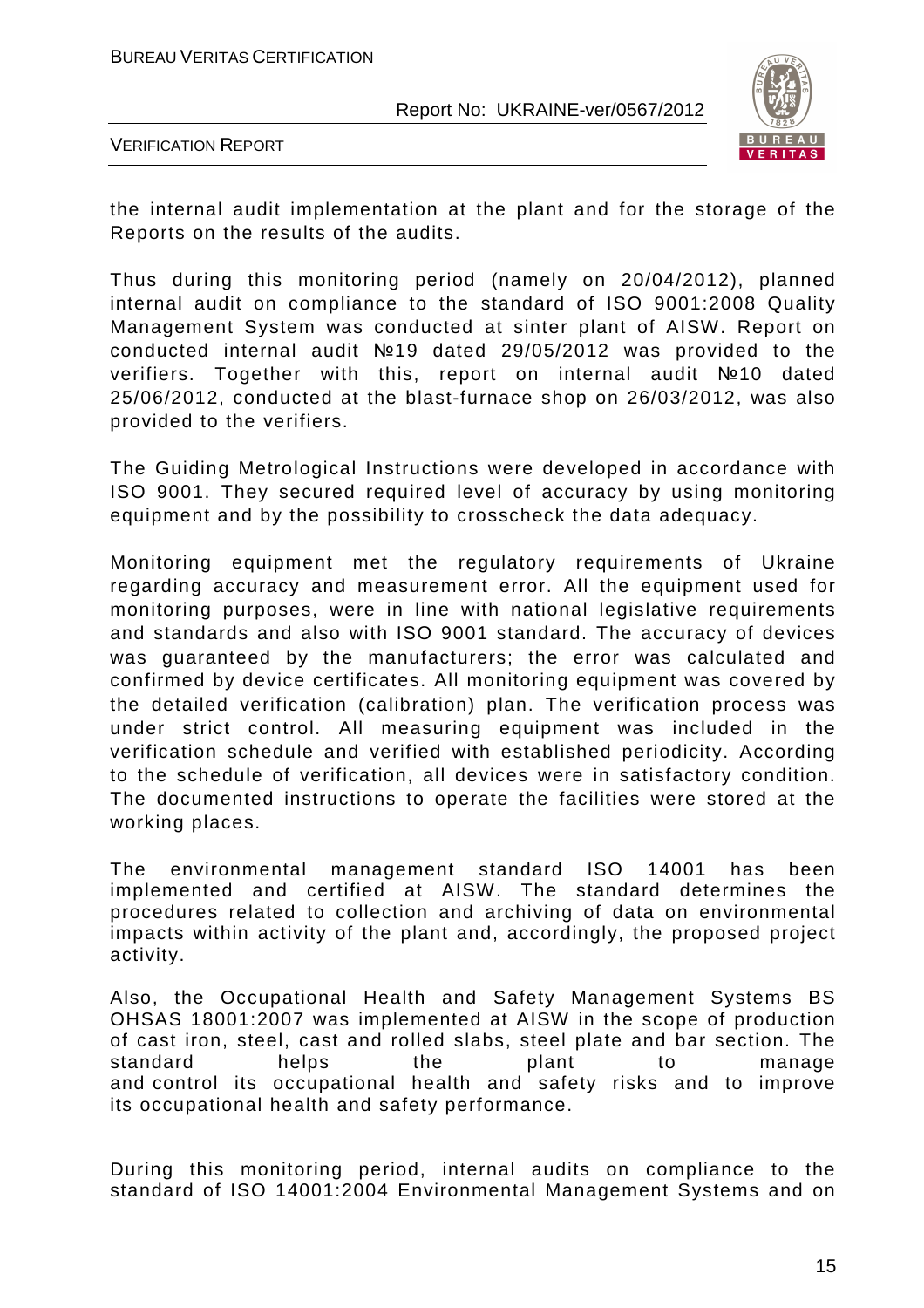the internal audit implementation at the plant and for the storage of the Reports on the results of the audits.

Thus during this monitoring period (namely on 20/04/2012), planned internal audit on compliance to the standard of ISO 9001:2008 Quality Management System was conducted at sinter plant of AISW. Report on conducted internal audit №19 dated 29/05/2012 was provided to the verifiers. Together with this, report on internal audit №10 dated 25/06/2012, conducted at the blast-furnace shop on 26/03/2012, was also provided to the verifiers.

The Guiding Metrological Instructions were developed in accordance with ISO 9001. They secured required level of accuracy by using monitoring equipment and by the possibility to crosscheck the data adequacy.

Monitoring equipment met the regulatory requirements of Ukraine regarding accuracy and measurement error. All the equipment used for monitoring purposes, were in line with national legislative requirements and standards and also with ISO 9001 standard. The accuracy of devices was guaranteed by the manufacturers; the error was calculated and confirmed by device certificates. All monitoring equipment was covered by the detailed verification (calibration) plan. The verification process was under strict control. All measuring equipment was included in the verification schedule and verified with established periodicity. According to the schedule of verification, all devices were in satisfactory condition. The documented instructions to operate the facilities were stored at the working places.

The environmental management standard ISO 14001 has been implemented and certified at AISW. The standard determines the procedures related to collection and archiving of data on environmental impacts within activity of the plant and, accordingly, the proposed project activity.

Also, the Occupational Health and Safety Management Systems BS OHSAS 18001:2007 was implemented at AISW in the scope of production of cast iron, steel, cast and rolled slabs, steel plate and bar section. The standard helps the plant to manage and control its occupational health and safety risks and to improve its occupational health and safety performance.

During this monitoring period, internal audits on compliance to the standard of ISO 14001:2004 Environmental Management Systems and on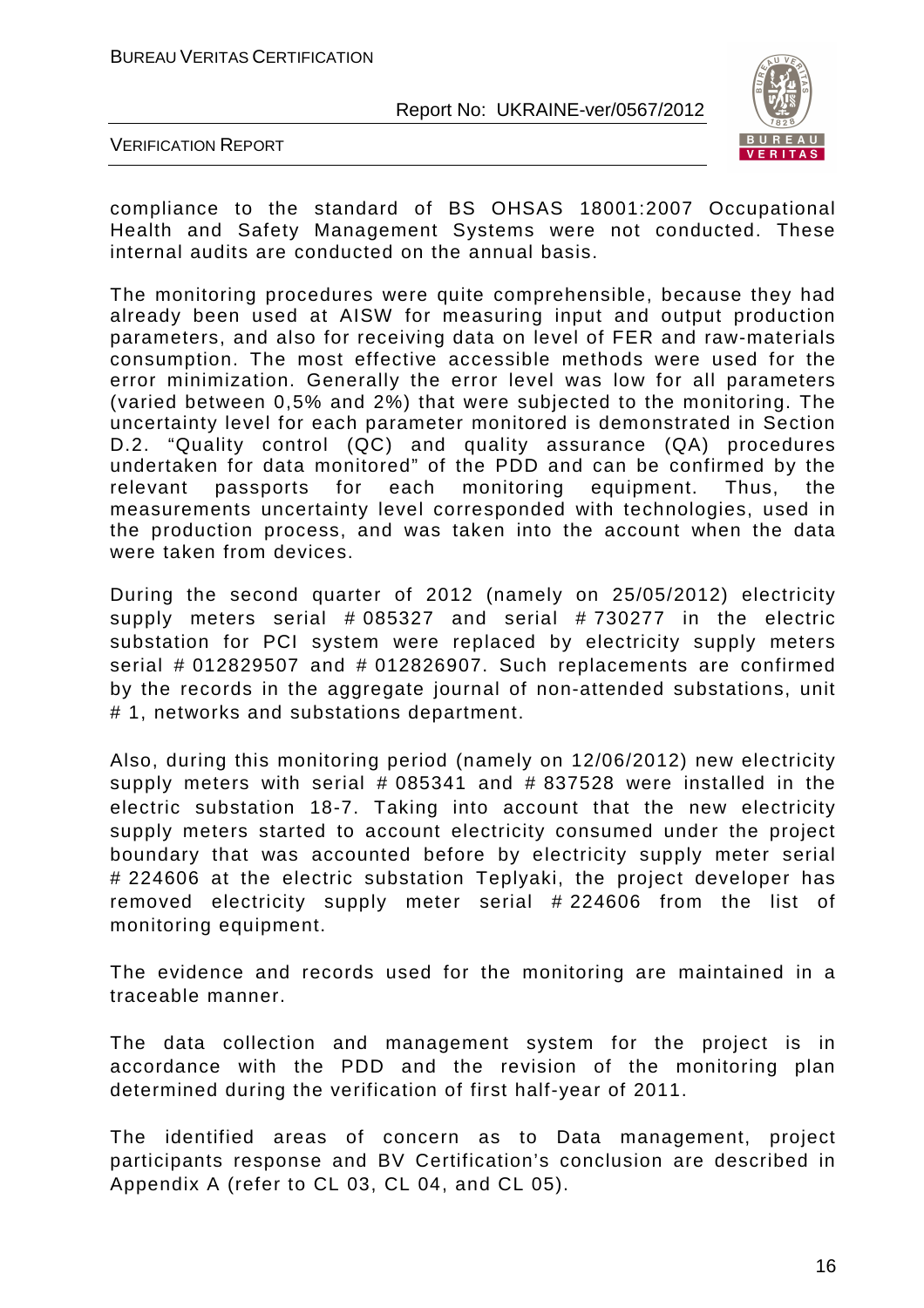compliance to the standard of BS OHSAS 18001:2007 Occupational Health and Safety Management Systems were not conducted. These internal audits are conducted on the annual basis.

The monitoring procedures were quite comprehensible, because they had already been used at AISW for measuring input and output production parameters, and also for receiving data on level of FER and raw-materials consumption. The most effective accessible methods were used for the error minimization. Generally the error level was low for all parameters (varied between 0,5% and 2%) that were subjected to the monitoring. The uncertainty level for each parameter monitored is demonstrated in Section D.2. "Quality control (QC) and quality assurance (QA) procedures undertaken for data monitored" of the PDD and can be confirmed by the relevant passports for each monitoring equipment. Thus, the measurements uncertainty level corresponded with technologies, used in the production process, and was taken into the account when the data were taken from devices.

During the second quarter of 2012 (namely on 25/05/2012) electricity supply meters serial # 085327 and serial # 730277 in the electric substation for PCI system were replaced by electricity supply meters serial # 012829507 and # 012826907. Such replacements are confirmed by the records in the aggregate journal of non-attended substations, unit # 1, networks and substations department.

Also, during this monitoring period (namely on 12/06/2012) new electricity supply meters with serial # 085341 and # 837528 were installed in the electric substation 18-7. Taking into account that the new electricity supply meters started to account electricity consumed under the project boundary that was accounted before by electricity supply meter serial # 224606 at the electric substation Teplyaki, the project developer has removed electricity supply meter serial # 224606 from the list of monitoring equipment.

The evidence and records used for the monitoring are maintained in a traceable manner.

The data collection and management system for the project is in accordance with the PDD and the revision of the monitoring plan determined during the verification of first half-year of 2011.

The identified areas of concern as to Data management, project participants response and BV Certification's conclusion are described in Appendix A (refer to CL 03, CL 04, and CL 05).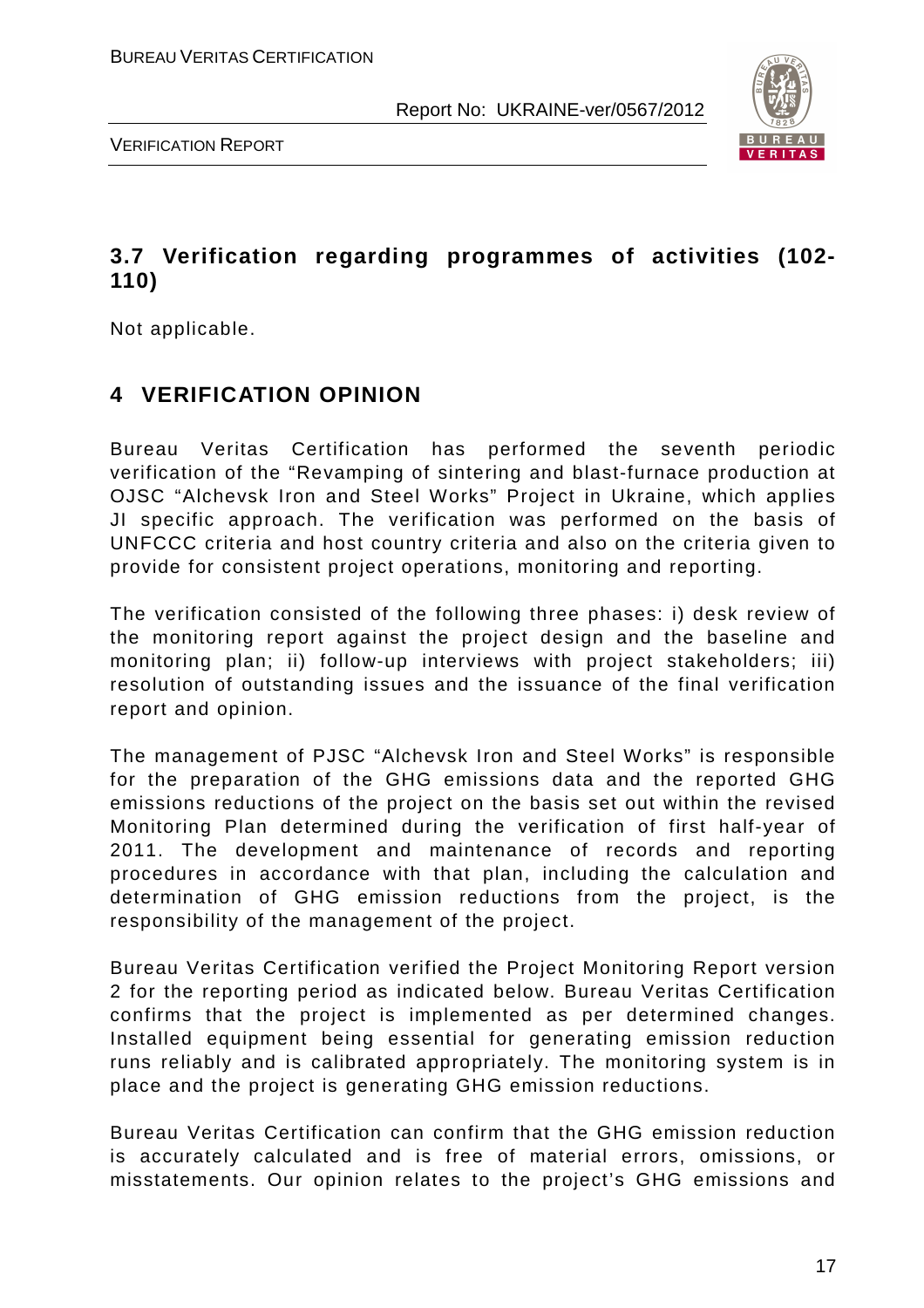## 3.7 Verification regarding programmes of activities (102-110)

Not applicable.

# 4 VERIFICATION OPINION

Bureau Veritas Certification has performed the seventh periodic verification of the "Revamping of sintering and blast-furnace production at OJSC "Alchevsk Iron and Steel Works" Project in Ukraine, which applies JI specific approach. The verification was performed on the basis of UNFCCC criteria and host country criteria and also on the criteria given to provide for consistent project operations, monitoring and reporting.

The verification consisted of the following three phases: i) desk review of the monitoring report against the project design and the baseline and monitoring plan; ii) follow-up interviews with project stakeholders; iii) resolution of outstanding issues and the issuance of the final verification report and opinion.

The management of PJSC "Alchevsk Iron and Steel Works" is responsible for the preparation of the GHG emissions data and the reported GHG emissions reductions of the project on the basis set out within the revised Monitoring Plan determined during the verification of first half-year of 2011. The development and maintenance of records and reporting procedures in accordance with that plan, including the calculation and determination of GHG emission reductions from the project, is the responsibility of the management of the project.

Bureau Veritas Certification verified the Project Monitoring Report version 2 for the reporting period as indicated below. Bureau Veritas Certification confirms that the project is implemented as per determined changes. Installed equipment being essential for generating emission reduction runs reliably and is calibrated appropriately. The monitoring system is in place and the project is generating GHG emission reductions.

Bureau Veritas Certification can confirm that the GHG emission reduction is accurately calculated and is free of material errors, omissions, or misstatements. Our opinion relates to the project's GHG emissions and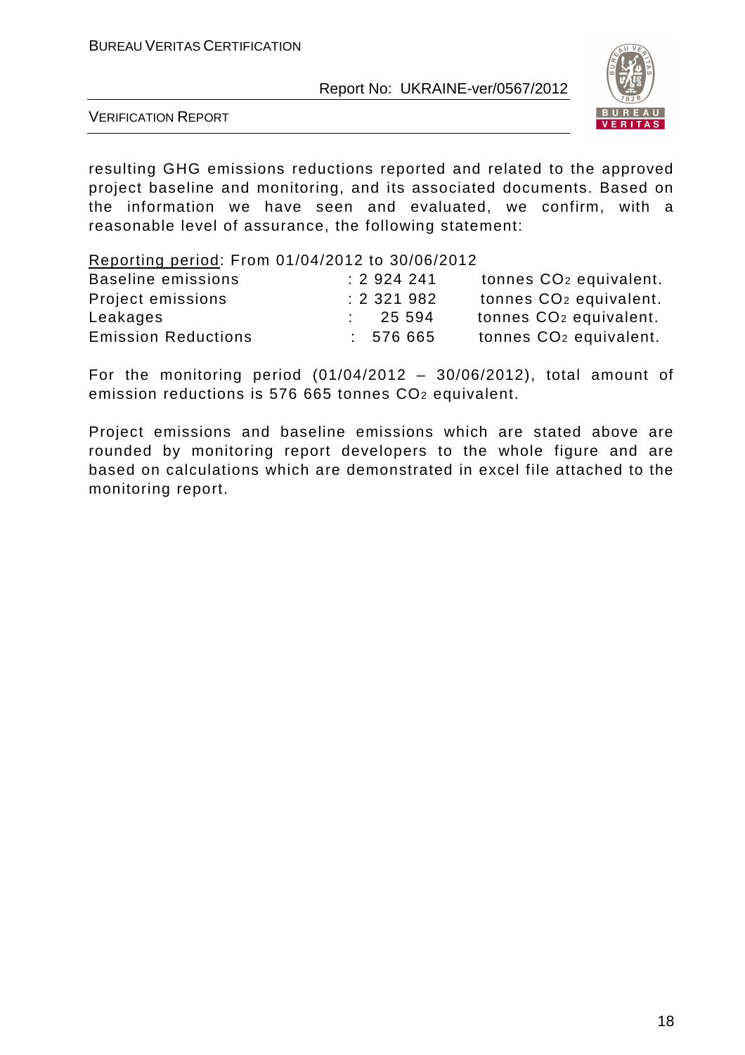resulting GHG emissions reductions reported and related to the approved project baseline and monitoring, and its associated documents. Based on the information we have seen and evaluated, we confirm, with a reasonable level of assurance, the following statement:

<u>Reporting period</u>: From 01/04/2012 to 30/06/2012

| | | |
|---|---|---|
| Baseline emissions | : 2 924 241 | tonnes $CO_2$ equivalent. |
| Project emissions | : 2 321 982 | tonnes $CO_2$ equivalent. |
| Leakages | : 25 594 | tonnes $CO_2$ equivalent. |
| Emission Reductions | : 576 665 | tonnes $CO_2$ equivalent. |

For the monitoring period (01/04/2012 – 30/06/2012), total amount of emission reductions is 576 665 tonnes $CO_2$ equivalent.

Project emissions and baseline emissions which are stated above are rounded by monitoring report developers to the whole figure and are based on calculations which are demonstrated in excel file attached to the monitoring report.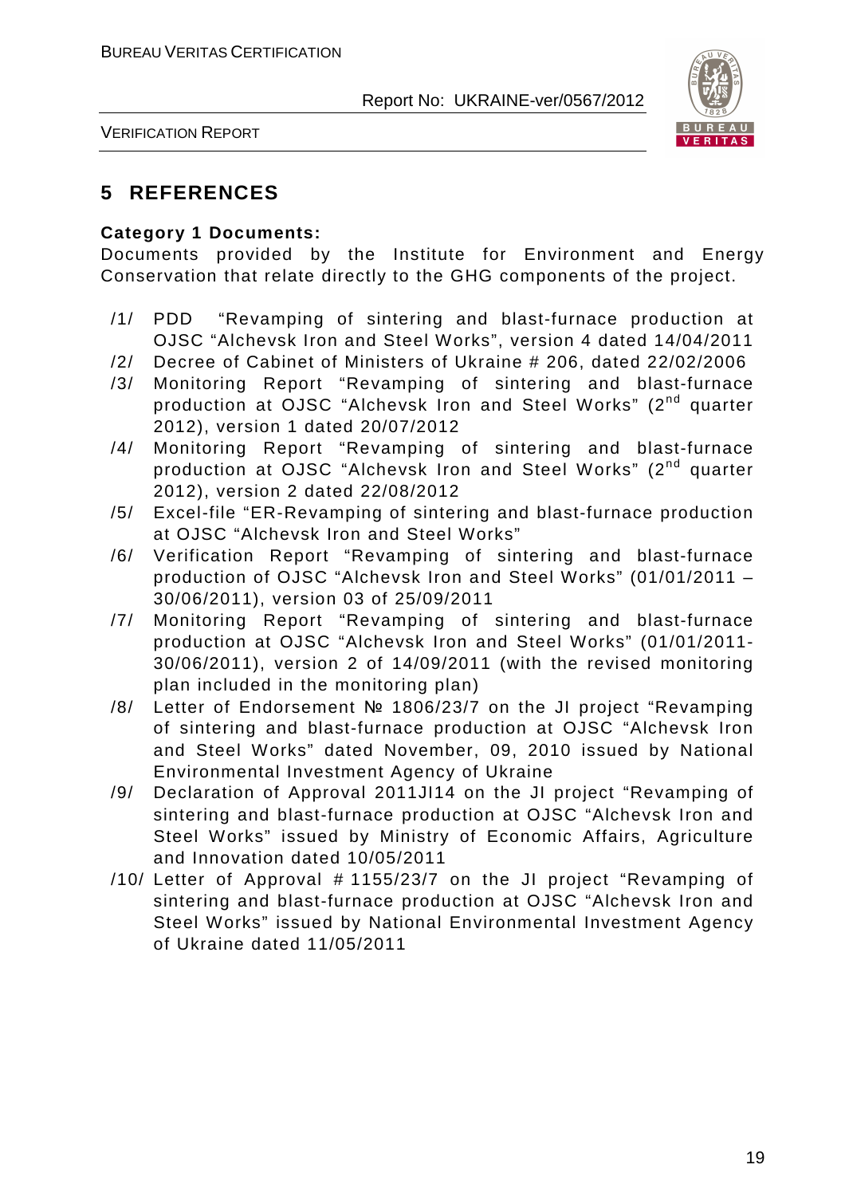## 5 REFERENCES

**Category 1 Documents:**

Documents provided by the Institute for Environment and Energy Conservation that relate directly to the GHG components of the project.

/1/ PDD "Revamping of sintering and blast-furnace production at OJSC "Alchevsk Iron and Steel Works", version 4 dated 14/04/2011

/2/ Decree of Cabinet of Ministers of Ukraine # 206, dated 22/02/2006

/3/ Monitoring Report "Revamping of sintering and blast-furnace production at OJSC "Alchevsk Iron and Steel Works" (2nd quarter 2012), version 1 dated 20/07/2012

/4/ Monitoring Report "Revamping of sintering and blast-furnace production at OJSC "Alchevsk Iron and Steel Works" (2nd quarter 2012), version 2 dated 22/08/2012

/5/ Excel-file "ER-Revamping of sintering and blast-furnace production at OJSC "Alchevsk Iron and Steel Works"

/6/ Verification Report "Revamping of sintering and blast-furnace production of OJSC "Alchevsk Iron and Steel Works" (01/01/2011 – 30/06/2011), version 03 of 25/09/2011

/7/ Monitoring Report "Revamping of sintering and blast-furnace production at OJSC "Alchevsk Iron and Steel Works" (01/01/2011-30/06/2011), version 2 of 14/09/2011 (with the revised monitoring plan included in the monitoring plan)

/8/ Letter of Endorsement № 1806/23/7 on the JI project "Revamping of sintering and blast-furnace production at OJSC "Alchevsk Iron and Steel Works" dated November, 09, 2010 issued by National Environmental Investment Agency of Ukraine

/9/ Declaration of Approval 2011JI14 on the JI project "Revamping of sintering and blast-furnace production at OJSC "Alchevsk Iron and Steel Works" issued by Ministry of Economic Affairs, Agriculture and Innovation dated 10/05/2011

/10/ Letter of Approval # 1155/23/7 on the JI project "Revamping of sintering and blast-furnace production at OJSC "Alchevsk Iron and Steel Works" issued by National Environmental Investment Agency of Ukraine dated 11/05/2011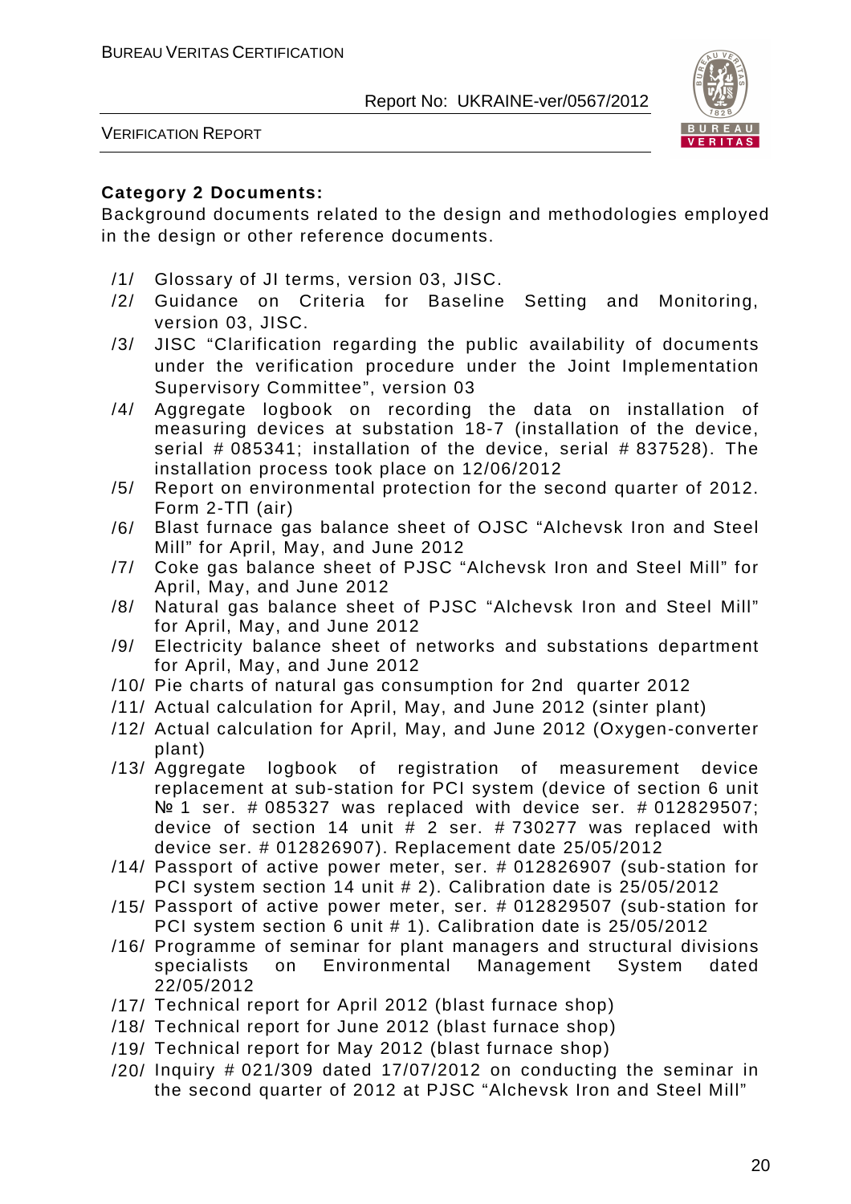**Category 2 Documents:**

Background documents related to the design and methodologies employed in the design or other reference documents.

- /1/ Glossary of JI terms, version 03, JISC.
- /2/ Guidance on Criteria for Baseline Setting and Monitoring, version 03, JISC.
- /3/ JISC "Clarification regarding the public availability of documents under the verification procedure under the Joint Implementation Supervisory Committee", version 03
- /4/ Aggregate logbook on recording the data on installation of measuring devices at substation 18-7 (installation of the device, serial # 085341; installation of the device, serial # 837528). The installation process took place on 12/06/2012
- /5/ Report on environmental protection for the second quarter of 2012. Form 2-ТП (air)
- /6/ Blast furnace gas balance sheet of OJSC "Alchevsk Iron and Steel Mill" for April, May, and June 2012
- /7/ Coke gas balance sheet of PJSC "Alchevsk Iron and Steel Mill" for April, May, and June 2012
- /8/ Natural gas balance sheet of PJSC "Alchevsk Iron and Steel Mill" for April, May, and June 2012
- /9/ Electricity balance sheet of networks and substations department for April, May, and June 2012
- /10/ Pie charts of natural gas consumption for 2nd quarter 2012
- /11/ Actual calculation for April, May, and June 2012 (sinter plant)
- /12/ Actual calculation for April, May, and June 2012 (Oxygen-converter plant)
- /13/ Aggregate logbook of registration of measurement device replacement at sub-station for PCI system (device of section 6 unit № 1 ser. # 085327 was replaced with device ser. # 012829507; device of section 14 unit # 2 ser. # 730277 was replaced with device ser. # 012826907). Replacement date 25/05/2012
- /14/ Passport of active power meter, ser. # 012826907 (sub-station for PCI system section 14 unit # 2). Calibration date is 25/05/2012
- /15/ Passport of active power meter, ser. # 012829507 (sub-station for PCI system section 6 unit # 1). Calibration date is 25/05/2012
- /16/ Programme of seminar for plant managers and structural divisions specialists on Environmental Management System dated 22/05/2012
- /17/ Technical report for April 2012 (blast furnace shop)
- /18/ Technical report for June 2012 (blast furnace shop)
- /19/ Technical report for May 2012 (blast furnace shop)
- /20/ Inquiry # 021/309 dated 17/07/2012 on conducting the seminar in the second quarter of 2012 at PJSC "Alchevsk Iron and Steel Mill"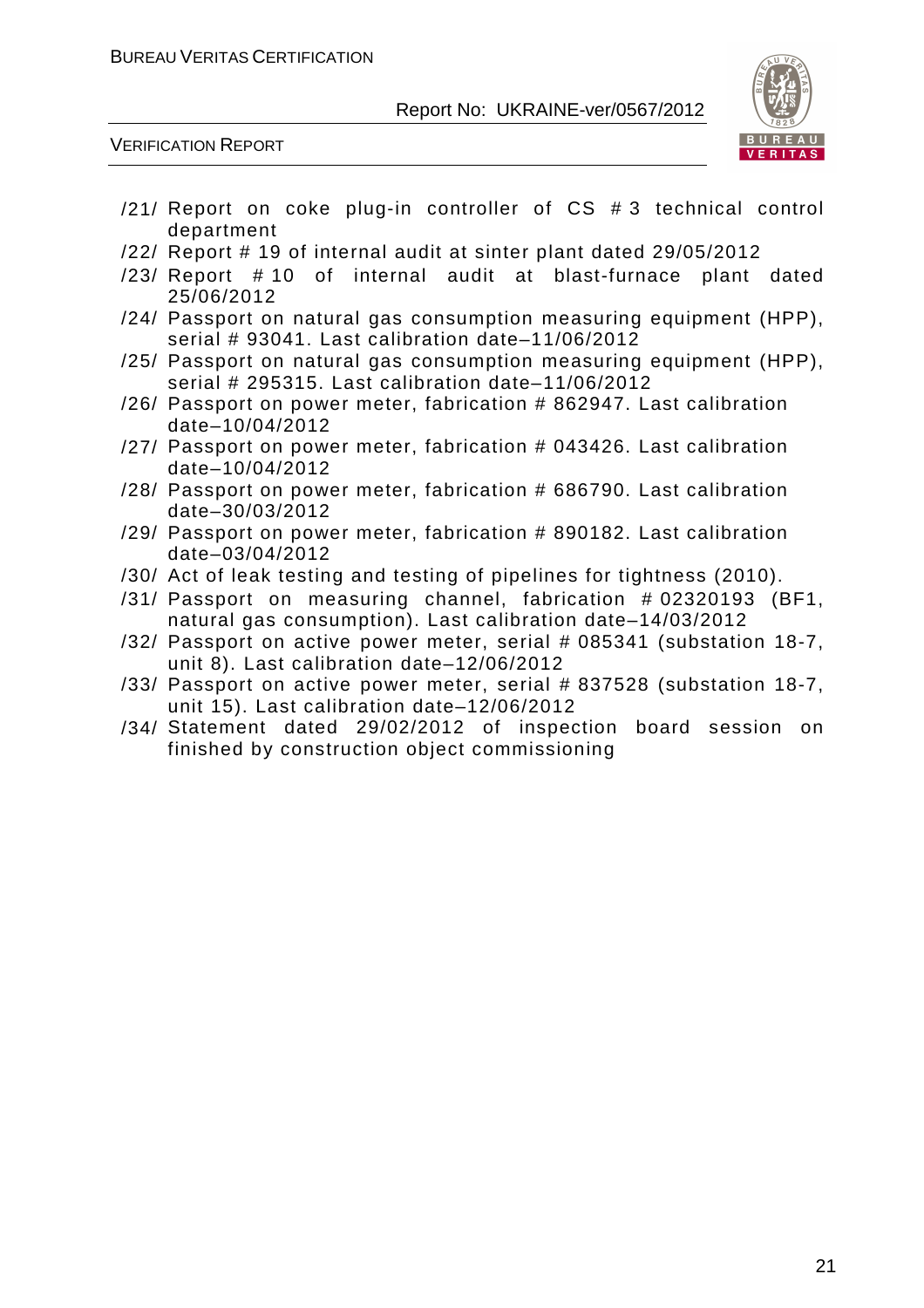/21/ Report on coke plug-in controller of CS # 3 technical control department

/22/ Report # 19 of internal audit at sinter plant dated 29/05/2012

/23/ Report # 10 of internal audit at blast-furnace plant dated 25/06/2012

/24/ Passport on natural gas consumption measuring equipment (HPP), serial # 93041. Last calibration date–11/06/2012

/25/ Passport on natural gas consumption measuring equipment (HPP), serial # 295315. Last calibration date–11/06/2012

/26/ Passport on power meter, fabrication # 862947. Last calibration date–10/04/2012

/27/ Passport on power meter, fabrication # 043426. Last calibration date–10/04/2012

/28/ Passport on power meter, fabrication # 686790. Last calibration date–30/03/2012

/29/ Passport on power meter, fabrication # 890182. Last calibration date–03/04/2012

/30/ Act of leak testing and testing of pipelines for tightness (2010).

/31/ Passport on measuring channel, fabrication # 02320193 (BF1, natural gas consumption). Last calibration date–14/03/2012

/32/ Passport on active power meter, serial # 085341 (substation 18-7, unit 8). Last calibration date–12/06/2012

/33/ Passport on active power meter, serial # 837528 (substation 18-7, unit 15). Last calibration date–12/06/2012

/34/ Statement dated 29/02/2012 of inspection board session on finished by construction object commissioning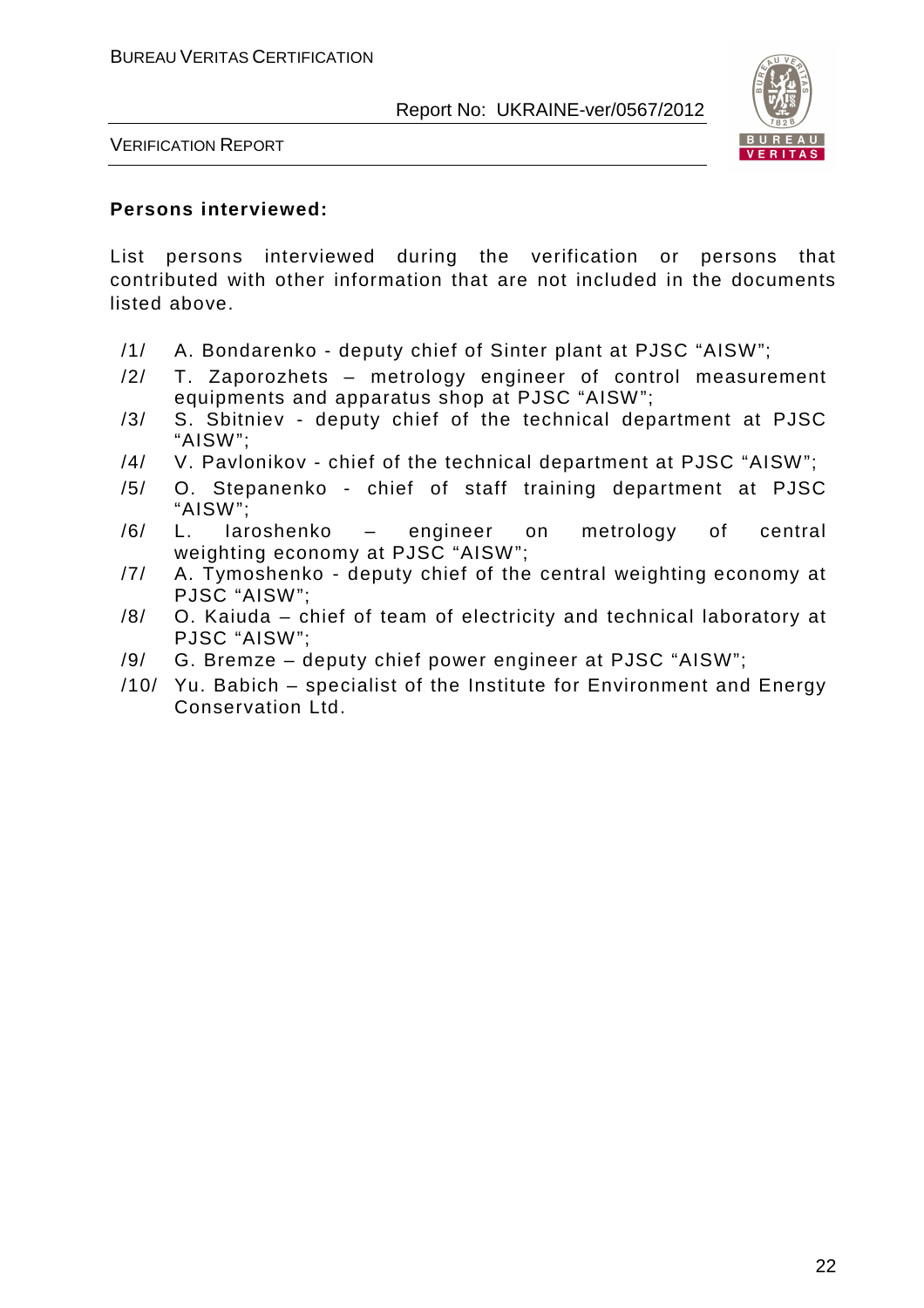**Persons interviewed:**

List persons interviewed during the verification or persons that contributed with other information that are not included in the documents listed above.

/1/ A. Bondarenko - deputy chief of Sinter plant at PJSC “AISW”;

/2/ T. Zaporozhets – metrology engineer of control measurement equipments and apparatus shop at PJSC “AISW”;

/3/ S. Sbitniev - deputy chief of the technical department at PJSC “AISW”;

/4/ V. Pavlonikov - chief of the technical department at PJSC “AISW”;

/5/ O. Stepanenko - chief of staff training department at PJSC “AISW”;

/6/ L. Iaroshenko – engineer on metrology of central weighting economy at PJSC “AISW”;

/7/ A. Tymoshenko - deputy chief of the central weighting economy at PJSC “AISW”;

/8/ O. Kaiuda – chief of team of electricity and technical laboratory at PJSC “AISW”;

/9/ G. Bremze – deputy chief power engineer at PJSC “AISW”;

/10/ Yu. Babich – specialist of the Institute for Environment and Energy Conservation Ltd.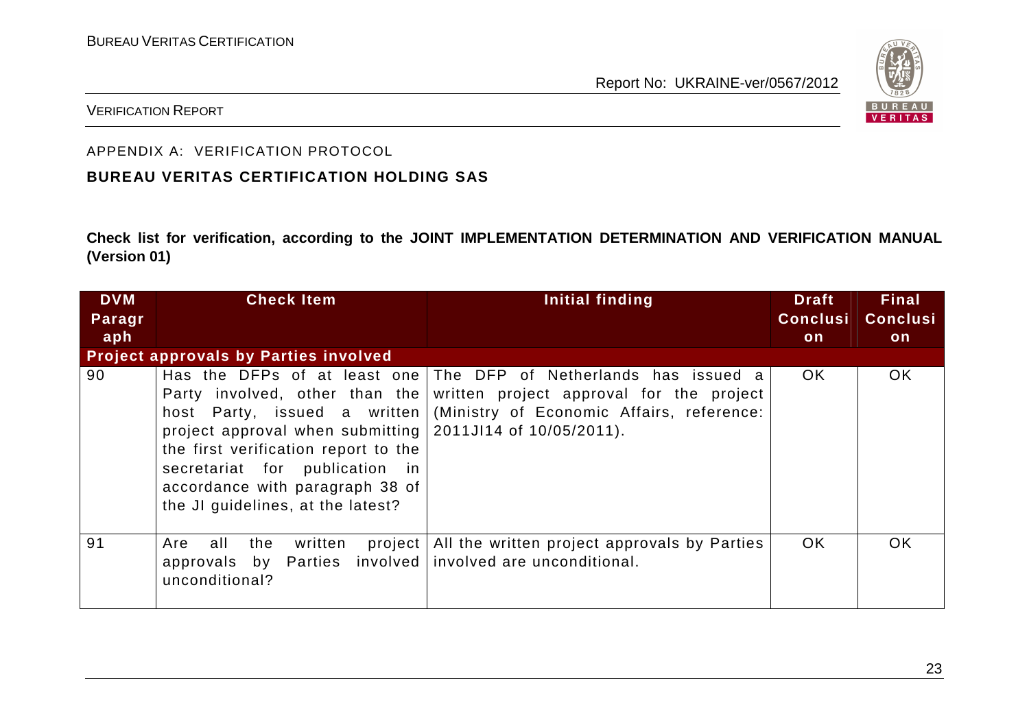APPENDIX A: VERIFICATION PROTOCOL

**BUREAU VERITAS CERTIFICATION HOLDING SAS**

**Check list for verification, according to the JOINT IMPLEMENTATION DETERMINATION AND VERIFICATION MANUAL (Version 01)**

| DVM Paragraph | Check Item | Initial finding | Draft Conclusion | Final Conclusion |
|---|---|---|---|---|
| **Project approvals by Parties involved** | | | | |
| 90 | Has the DFPs of at least one Party involved, other than the host Party, issued a written project approval when submitting the first verification report to the secretariat for publication in accordance with paragraph 38 of the JI guidelines, at the latest? | The DFP of Netherlands has issued a written project approval for the project (Ministry of Economic Affairs, reference: 2011JI14 of 10/05/2011). | OK | OK |
| 91 | Are all the written project approvals by Parties involved unconditional? | All the written project approvals by Parties involved are unconditional. | OK | OK |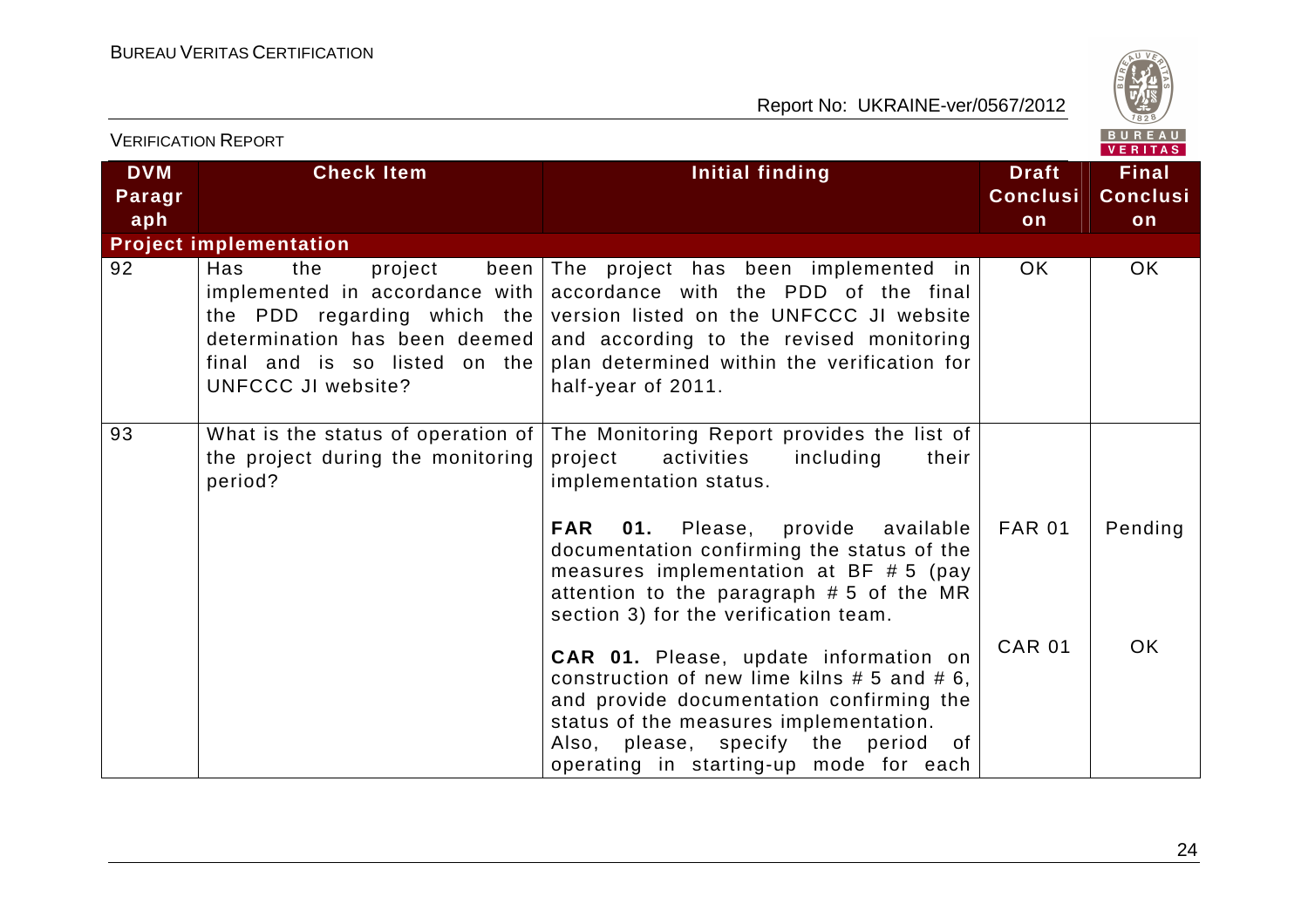| DVM Paragraph | Check Item | Initial finding | Draft Conclusion | Final Conclusion |
|---|---|---|---|---|
| **Project implementation** | | | | |
| 92 | Has the project been implemented in accordance with the PDD regarding which the determination has been deemed final and is so listed on the UNFCCC JI website? | The project has been implemented in accordance with the PDD of the final version listed on the UNFCCC JI website and according to the revised monitoring plan determined within the verification for half-year of 2011. | OK | OK |
| 93 | What is the status of operation of the project during the monitoring period? | The Monitoring Report provides the list of project activities including their implementation status. | | |
| | | **FAR 01.** Please, provide available documentation confirming the status of the measures implementation at BF # 5 (pay attention to the paragraph # 5 of the MR section 3) for the verification team. | FAR 01 | Pending |
| | | **CAR 01.** Please, update information on construction of new lime kilns # 5 and # 6, and provide documentation confirming the status of the measures implementation. Also, please, specify the period of operating in starting-up mode for each | CAR 01 | OK |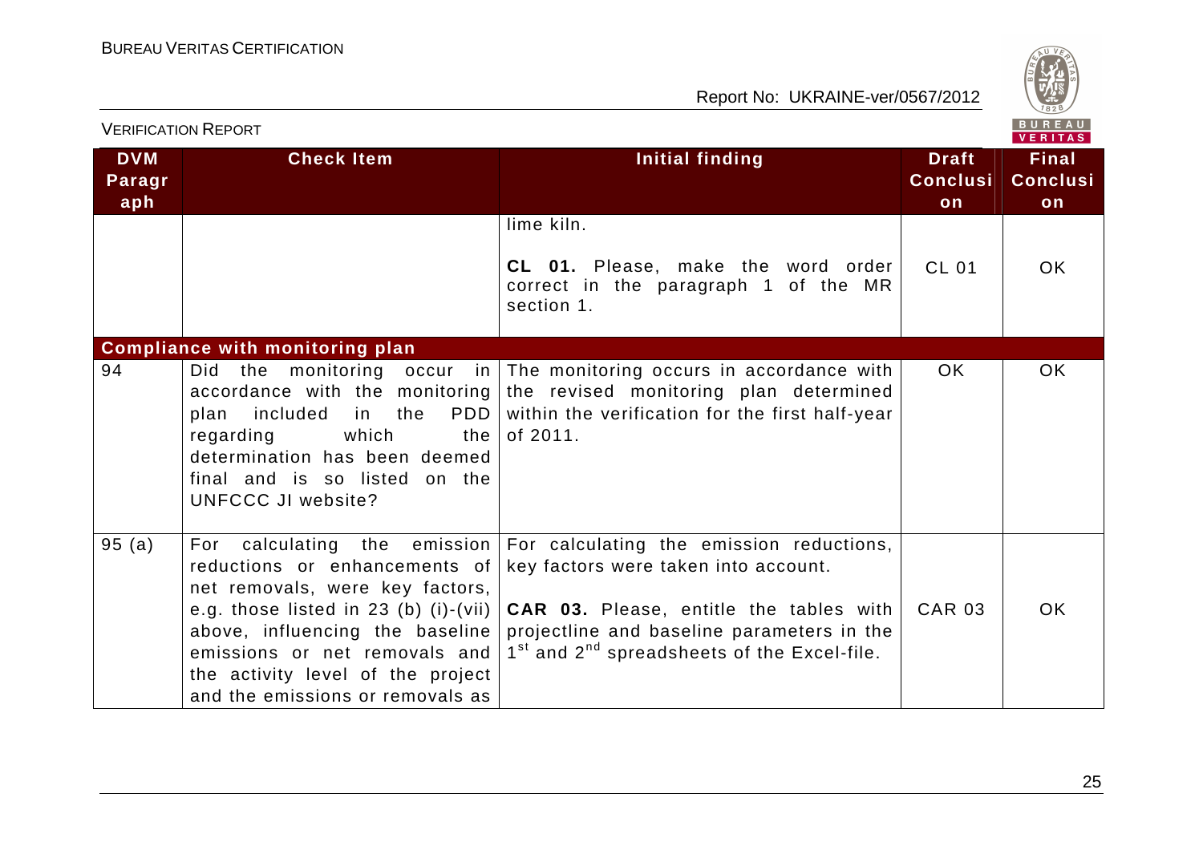| DVM Paragraph | Check Item | Initial finding | Draft Conclusion | Final Conclusion |
|---|---|---|---|---|
| | | lime kiln.<br><br>**CL 01.** Please, make the word order correct in the paragraph 1 of the MR section 1. | CL 01 | OK |
| **Compliance with monitoring plan** | | | | |
| 94 | Did the monitoring occur in accordance with the monitoring plan included in the PDD regarding which the determination has been deemed final and is so listed on the UNFCCC JI website? | The monitoring occurs in accordance with the revised monitoring plan determined within the verification for the first half-year of 2011. | OK | OK |
| 95 (a) | For calculating the emission reductions or enhancements of net removals, were key factors, e.g. those listed in 23 (b) (i)-(vii) above, influencing the baseline emissions or net removals and the activity level of the project and the emissions or removals as | For calculating the emission reductions, key factors were taken into account.<br><br>**CAR 03.** Please, entitle the tables with projectline and baseline parameters in the 1st and 2nd spreadsheets of the Excel-file. | CAR 03 | OK |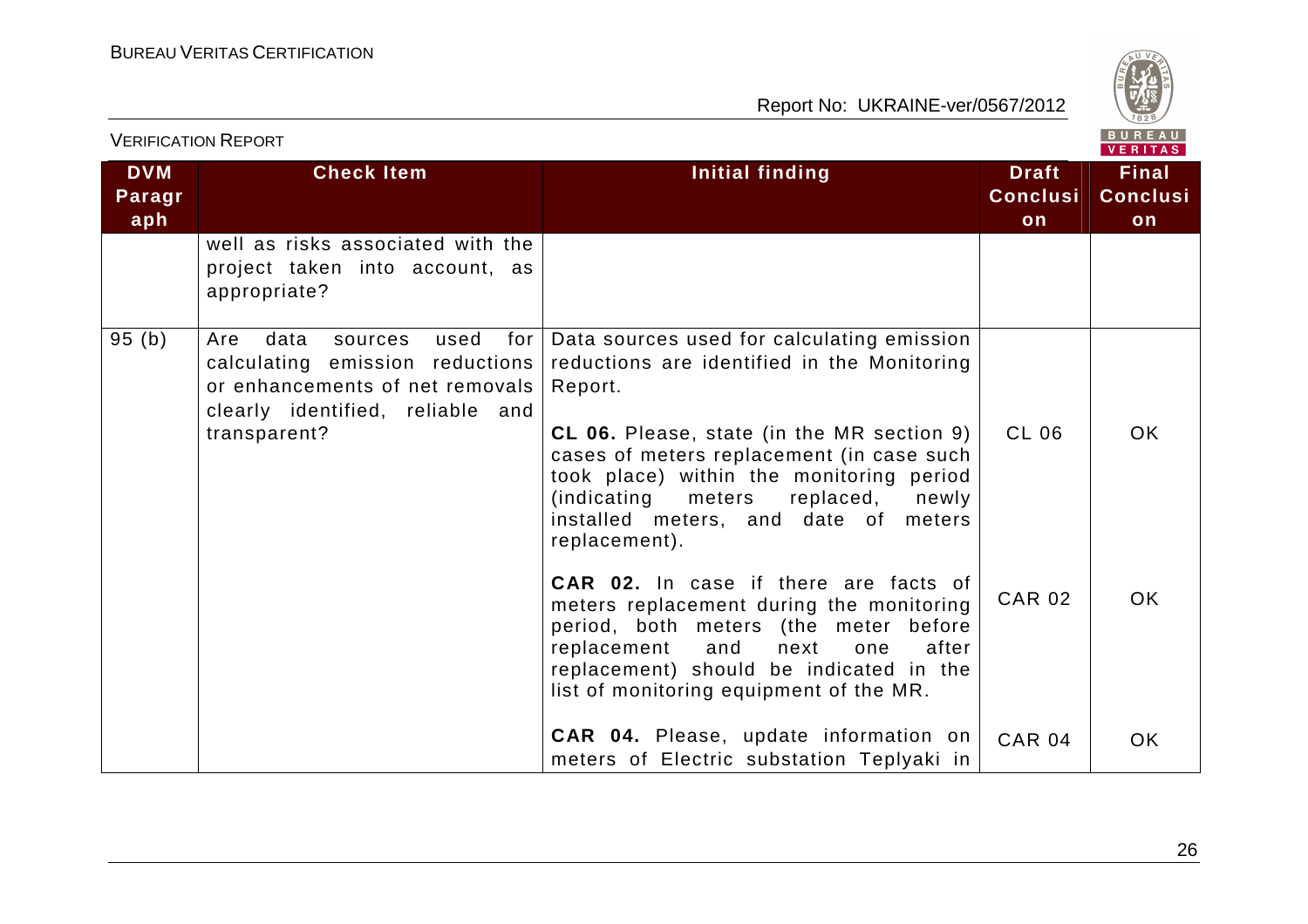| DVM Paragraph | Check Item | Initial finding | Draft Conclusion | Final Conclusion |
|---|---|---|---|---|
| | well as risks associated with the project taken into account, as appropriate? | | | |
| 95 (b) | Are data sources used for calculating emission reductions or enhancements of net removals clearly identified, reliable and transparent? | Data sources used for calculating emission reductions are identified in the Monitoring Report.<br><br>**CL 06.** Please, state (in the MR section 9) cases of meters replacement (in case such took place) within the monitoring period (indicating meters replaced, newly installed meters, and date of meters replacement).<br><br>**CAR 02.** In case if there are facts of meters replacement during the monitoring period, both meters (the meter before replacement and next one after replacement) should be indicated in the list of monitoring equipment of the MR.<br><br>**CAR 04.** Please, update information on meters of Electric substation Teplyaki in | <br><br>CL 06<br><br>CAR 02<br><br>CAR 04 | <br><br>OK<br><br>OK<br><br>OK |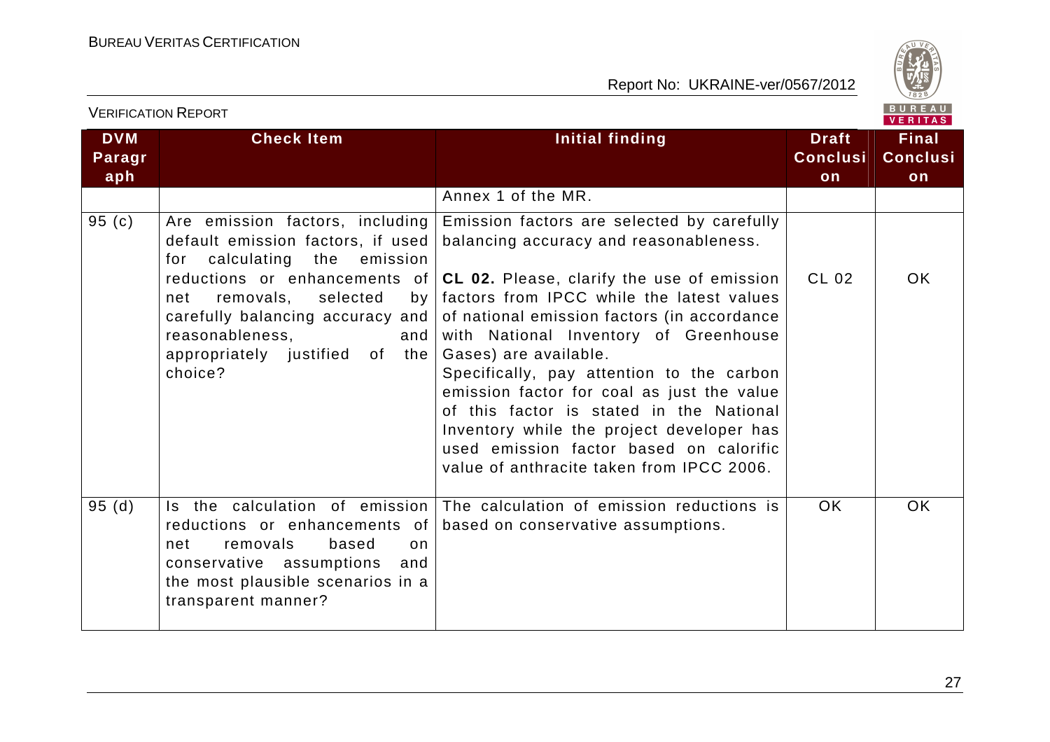| DVM Paragraph | Check Item | Initial finding | Draft Conclusion | Final Conclusion |
|---|---|---|---|---|
| | | Annex 1 of the MR. | | |
| 95 (c) | Are emission factors, including default emission factors, if used for calculating the emission reductions or enhancements of net removals, selected by carefully balancing accuracy and reasonableness, and appropriately justified of the choice? | Emission factors are selected by carefully balancing accuracy and reasonableness.<br><br>**CL 02.** Please, clarify the use of emission factors from IPCC while the latest values of national emission factors (in accordance with National Inventory of Greenhouse Gases) are available.<br>Specifically, pay attention to the carbon emission factor for coal as just the value of this factor is stated in the National Inventory while the project developer has used emission factor based on calorific value of anthracite taken from IPCC 2006. | CL 02 | OK |
| 95 (d) | Is the calculation of emission reductions or enhancements of net removals based on conservative assumptions and the most plausible scenarios in a transparent manner? | The calculation of emission reductions is based on conservative assumptions. | OK | OK |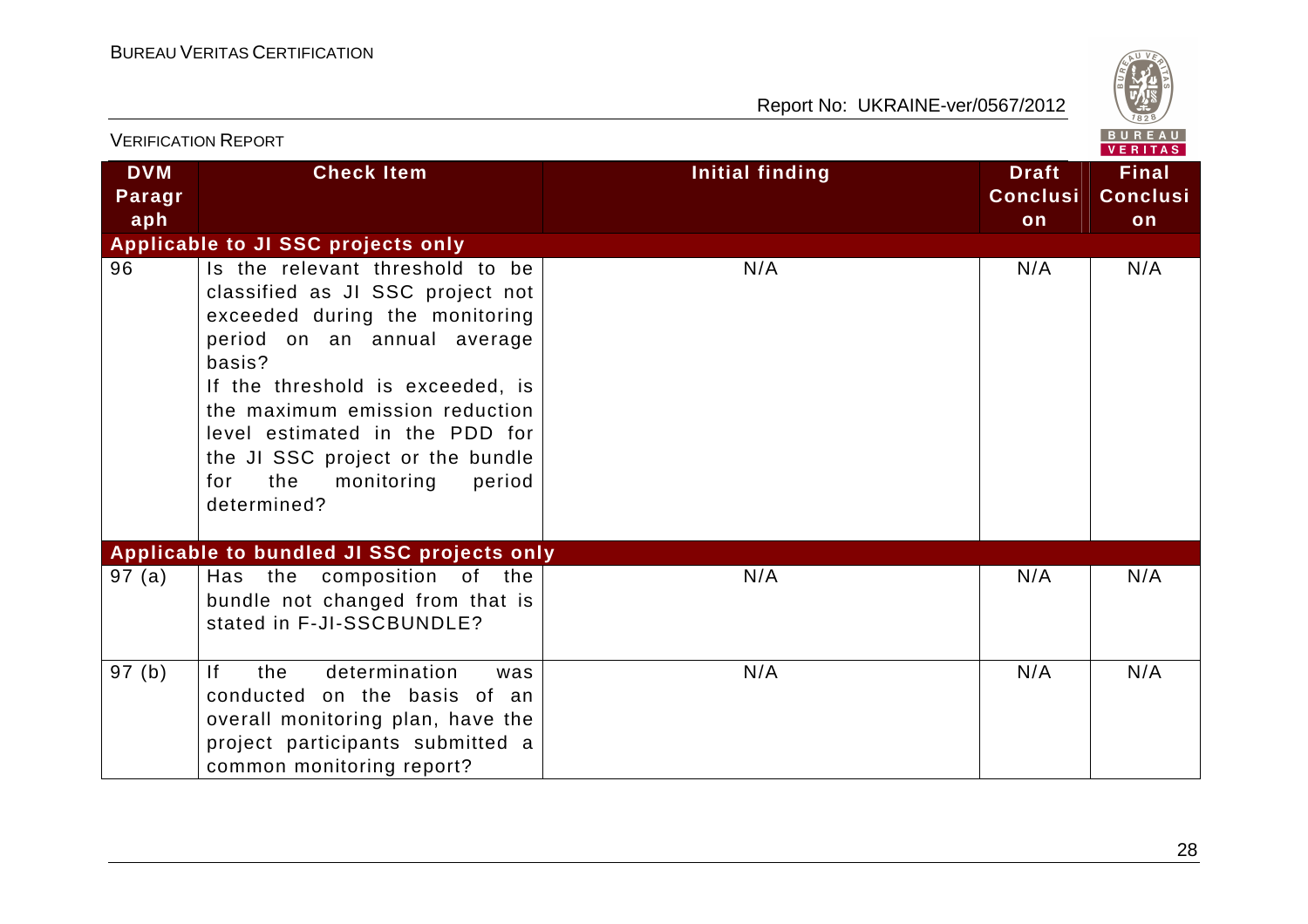| DVM Paragraph | Check Item | Initial finding | Draft Conclusion | Final Conclusion |
|---|---|---|---|---|
| **Applicable to JI SSC projects only** | | | | |
| 96 | Is the relevant threshold to be classified as JI SSC project not exceeded during the monitoring period on an annual average basis?<br>If the threshold is exceeded, is the maximum emission reduction level estimated in the PDD for the JI SSC project or the bundle for the monitoring period determined? | N/A | N/A | N/A |
| **Applicable to bundled JI SSC projects only** | | | | |
| 97 (a) | Has the composition of the bundle not changed from that is stated in F-JI-SSCBUNDLE? | N/A | N/A | N/A |
| 97 (b) | If the determination was conducted on the basis of an overall monitoring plan, have the project participants submitted a common monitoring report? | N/A | N/A | N/A |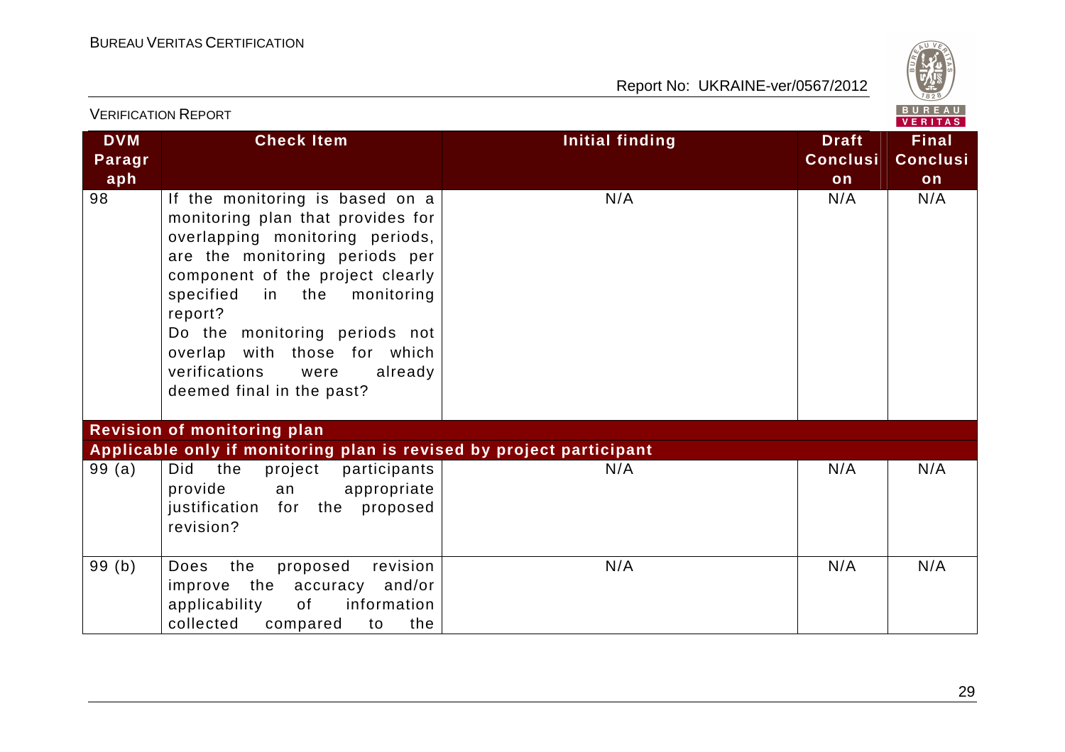| DVM Paragraph | Check Item | Initial finding | Draft Conclusion | Final Conclusion |
|---|---|---|---|---|
| 98 | If the monitoring is based on a monitoring plan that provides for overlapping monitoring periods, are the monitoring periods per component of the project clearly specified in the monitoring report?<br>Do the monitoring periods not overlap with those for which verifications were already deemed final in the past? | N/A | N/A | N/A |
| **Revision of monitoring plan** | | | | |
| **Applicable only if monitoring plan is revised by project participant** | | | | |
| 99 (a) | Did the project participants provide an appropriate justification for the proposed revision? | N/A | N/A | N/A |
| 99 (b) | Does the proposed revision improve the accuracy and/or applicability of information collected compared to the | N/A | N/A | N/A |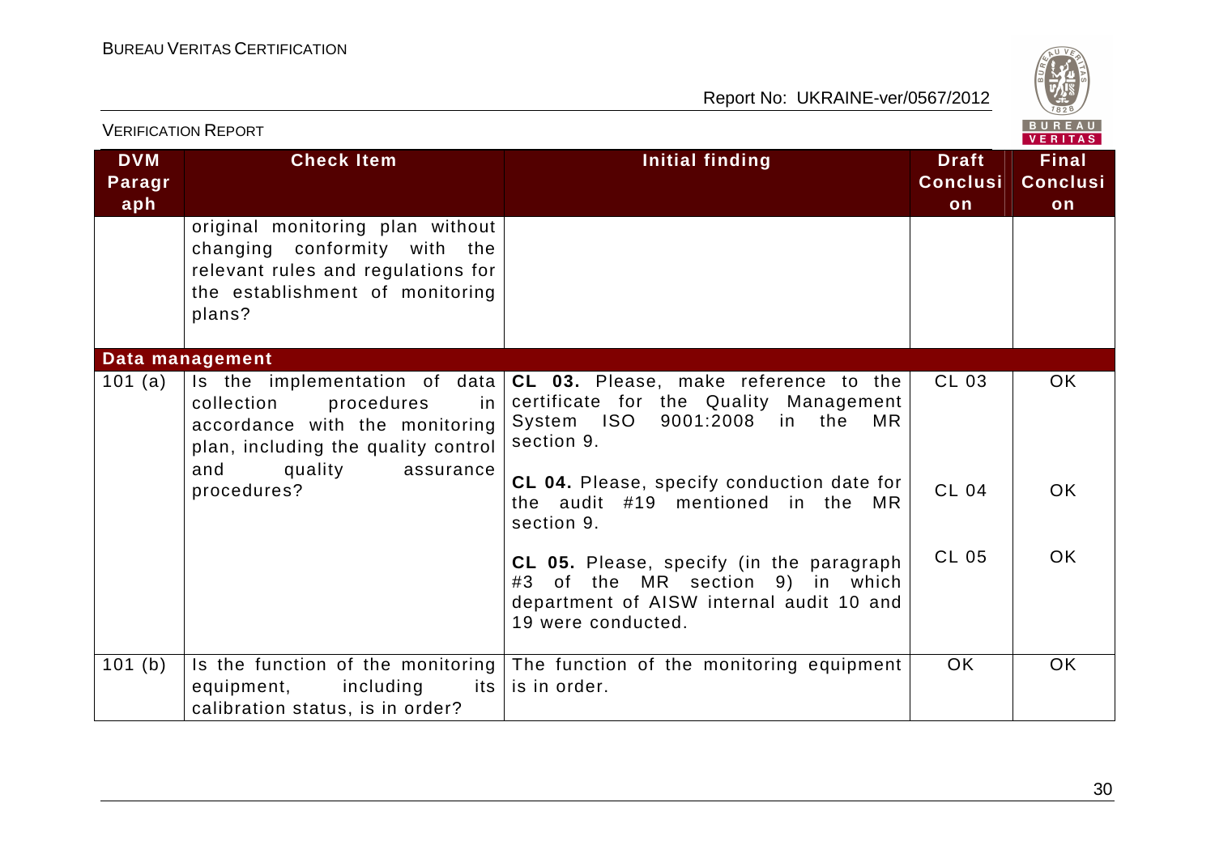| DVM Paragraph | Check Item | Initial finding | Draft Conclusion | Final Conclusion |
|---|---|---|---|---|
| | original monitoring plan without changing conformity with the relevant rules and regulations for the establishment of monitoring plans? | | | |
| **Data management** | | | | |
| 101 (a) | Is the implementation of data collection procedures in accordance with the monitoring plan, including the quality control and quality assurance procedures? | **CL 03.** Please, make reference to the certificate for the Quality Management System ISO 9001:2008 in the MR section 9. | CL 03 | OK |
| | | **CL 04.** Please, specify conduction date for the audit #19 mentioned in the MR section 9. | CL 04 | OK |
| | | **CL 05.** Please, specify (in the paragraph #3 of the MR section 9) in which department of AISW internal audit 10 and 19 were conducted. | CL 05 | OK |
| 101 (b) | Is the function of the monitoring equipment, including its calibration status, is in order? | The function of the monitoring equipment is in order. | OK | OK |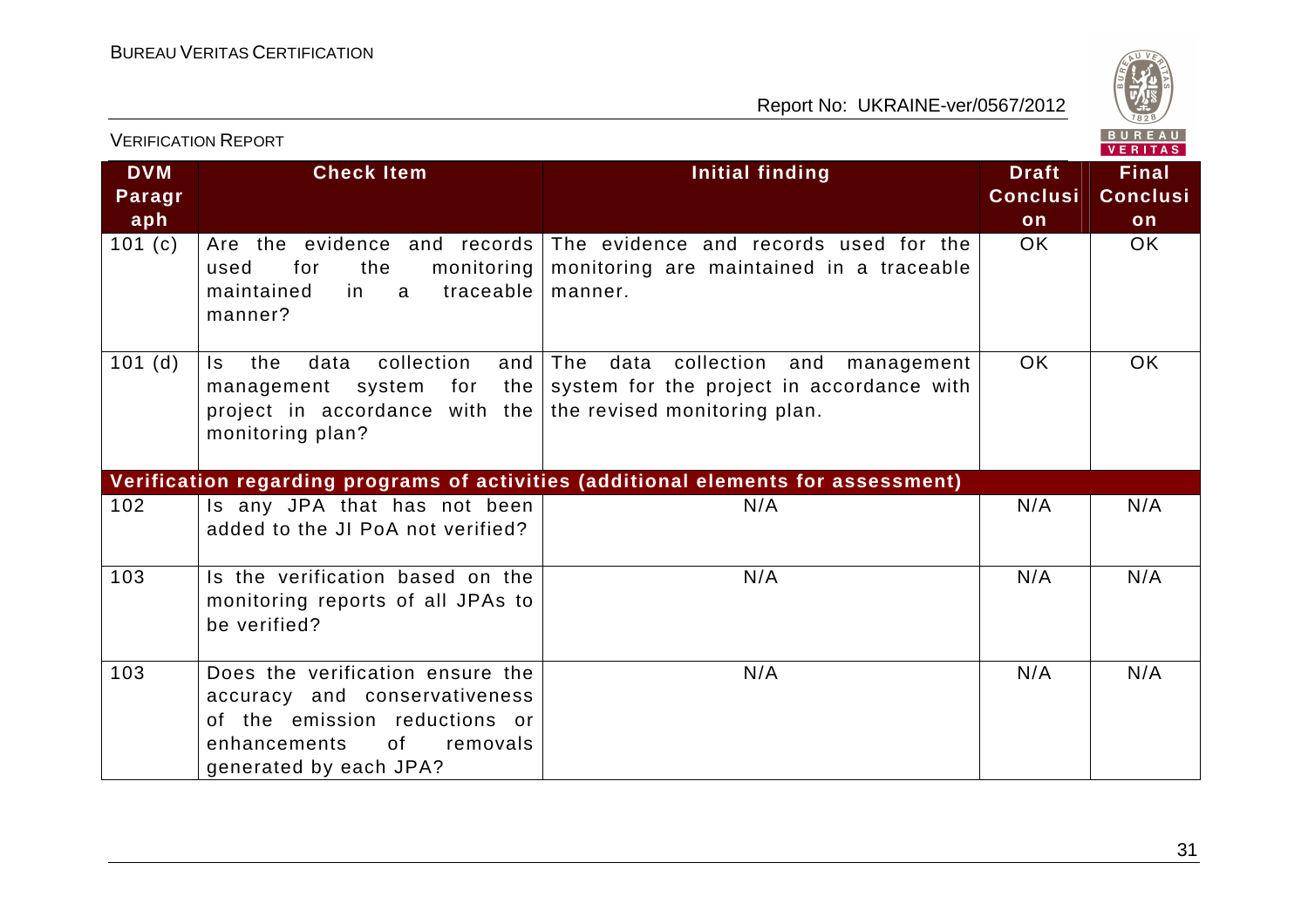| DVM Paragraph | Check Item | Initial finding | Draft Conclusion | Final Conclusion |
|---|---|---|---|---|
| 101 (c) | Are the evidence and records used for the monitoring maintained in a traceable manner? | The evidence and records used for the monitoring are maintained in a traceable manner. | OK | OK |
| 101 (d) | Is the data collection and management system for the project in accordance with the monitoring plan? | The data collection and management system for the project in accordance with the revised monitoring plan. | OK | OK |
| **Verification regarding programs of activities (additional elements for assessment)** | | | | |
| 102 | Is any JPA that has not been added to the JI PoA not verified? | N/A | N/A | N/A |
| 103 | Is the verification based on the monitoring reports of all JPAs to be verified? | N/A | N/A | N/A |
| 103 | Does the verification ensure the accuracy and conservativeness of the emission reductions or enhancements of removals generated by each JPA? | N/A | N/A | N/A |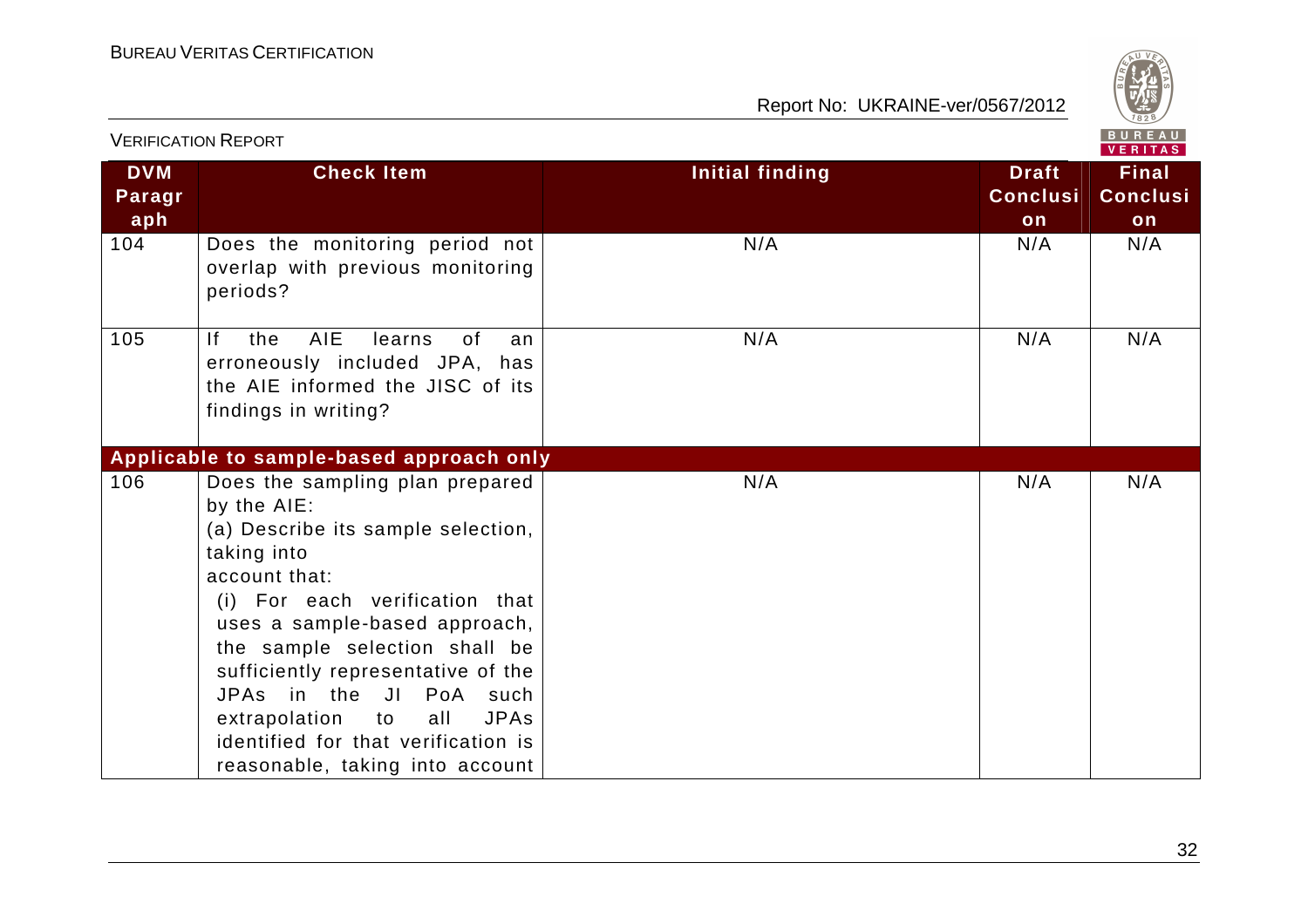| DVM Paragraph | Check Item | Initial finding | Draft Conclusion | Final Conclusion |
|---|---|---|---|---|
| 104 | Does the monitoring period not overlap with previous monitoring periods? | N/A | N/A | N/A |
| 105 | If the AIE learns of an erroneously included JPA, has the AIE informed the JISC of its findings in writing? | N/A | N/A | N/A |
| **Applicable to sample-based approach only** | | | | |
| 106 | Does the sampling plan prepared by the AIE:<br>(a) Describe its sample selection, taking into account that:<br>(i) For each verification that uses a sample-based approach, the sample selection shall be sufficiently representative of the JPAs in the JI PoA such extrapolation to all JPAs identified for that verification is reasonable, taking into account | N/A | N/A | N/A |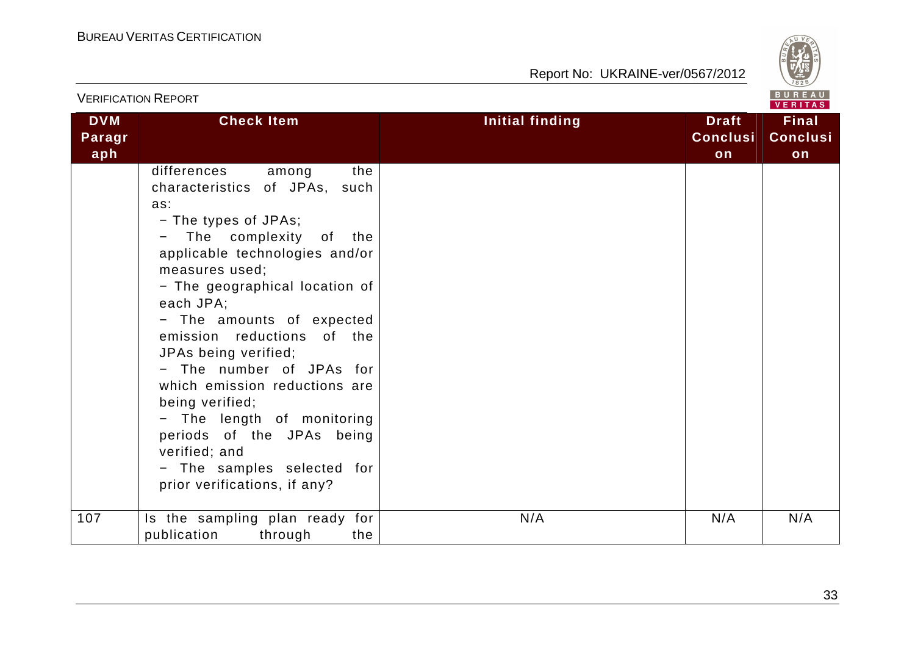| DVM Paragraph | Check Item | Initial finding | Draft Conclusion | Final Conclusion |
| --- | --- | --- | --- | --- |
| | differences among the characteristics of JPAs, such as:<br>− The types of JPAs;<br>− The complexity of the applicable technologies and/or measures used;<br>− The geographical location of each JPA;<br>− The amounts of expected emission reductions of the JPAs being verified;<br>− The number of JPAs for which emission reductions are being verified;<br>− The length of monitoring periods of the JPAs being verified; and<br>− The samples selected for prior verifications, if any? | | | |
| 107 | Is the sampling plan ready for publication through the | N/A | N/A | N/A |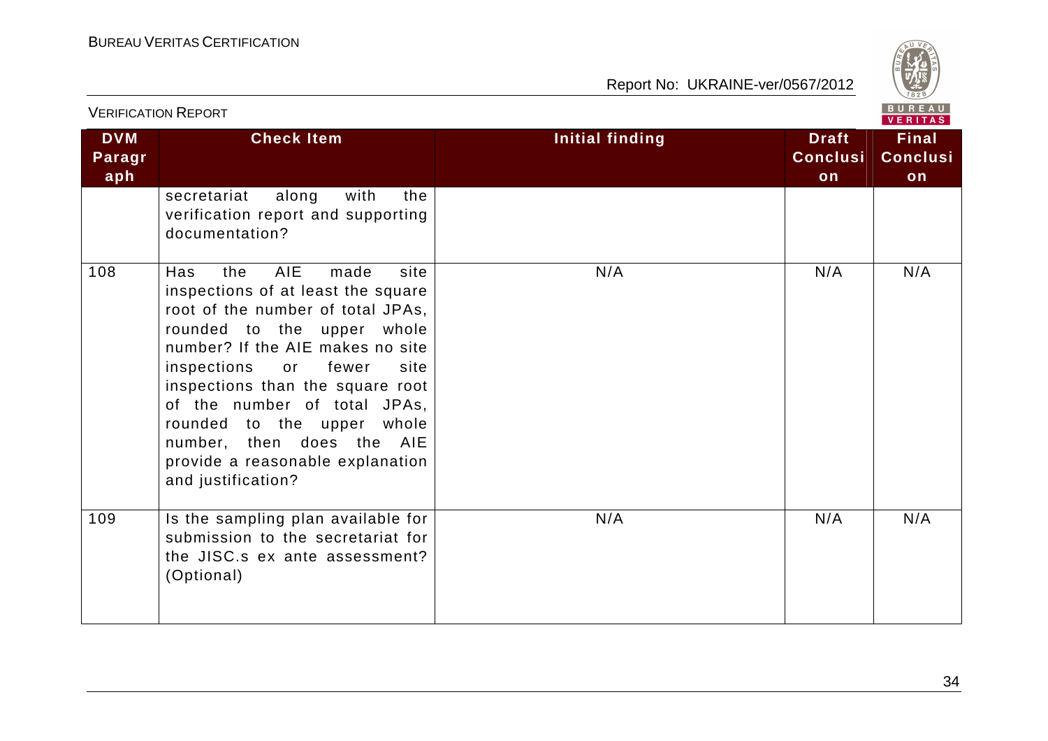| DVM Paragraph | Check Item | Initial finding | Draft Conclusion | Final Conclusion |
|---|---|---|---|---|
| | secretariat along with the verification report and supporting documentation? | | | |
| 108 | Has the AIE made site inspections of at least the square root of the number of total JPAs, rounded to the upper whole number? If the AIE makes no site inspections or fewer site inspections than the square root of the number of total JPAs, rounded to the upper whole number, then does the AIE provide a reasonable explanation and justification? | N/A | N/A | N/A |
| 109 | Is the sampling plan available for submission to the secretariat for the JISC.s ex ante assessment? (Optional) | N/A | N/A | N/A |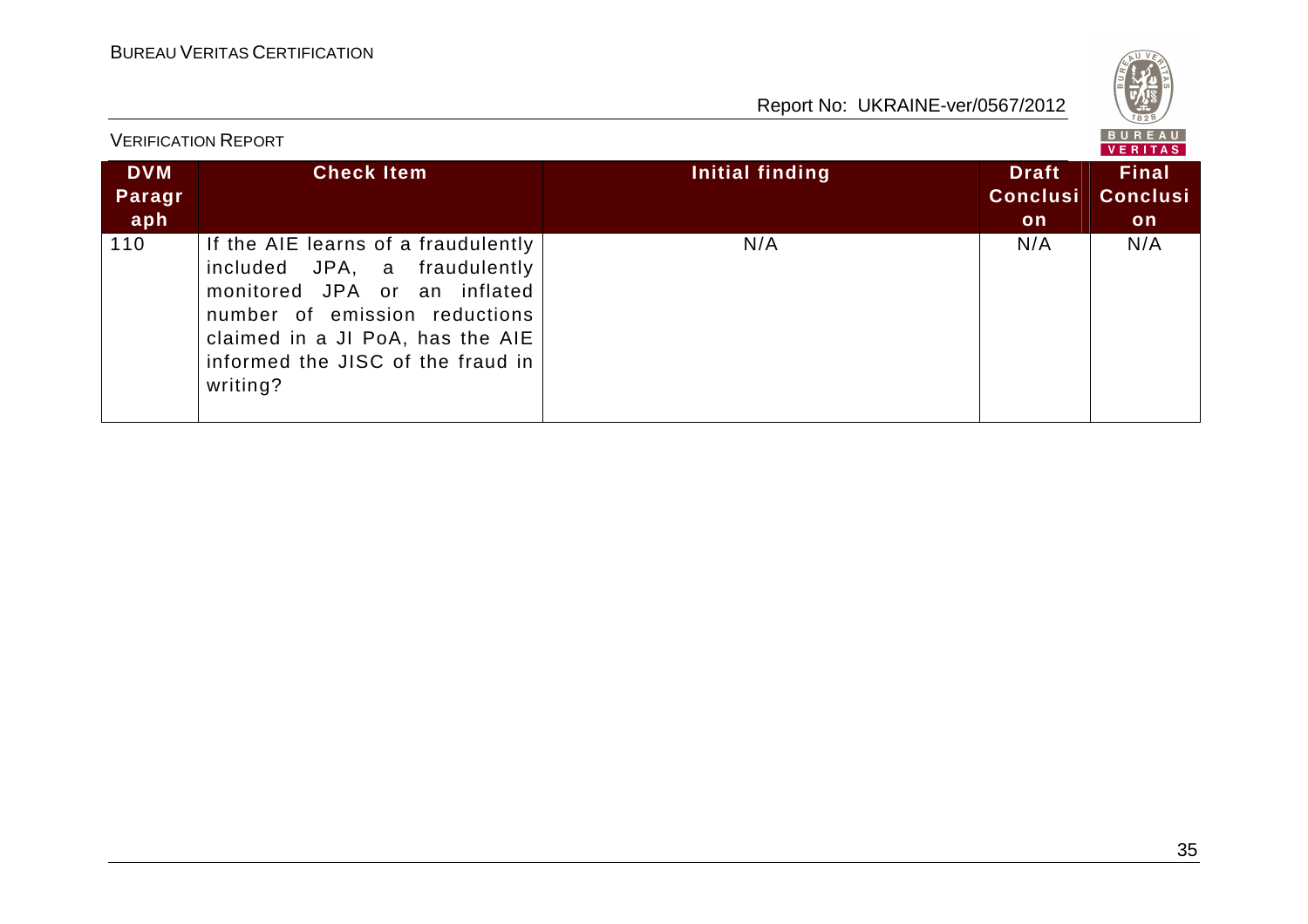| DVM Paragraph | Check Item | Initial finding | Draft Conclusion | Final Conclusion |
|---|---|---|---|---|
| 110 | If the AIE learns of a fraudulently included JPA, a fraudulently monitored JPA or an inflated number of emission reductions claimed in a JI PoA, has the AIE informed the JISC of the fraud in writing? | N/A | N/A | N/A |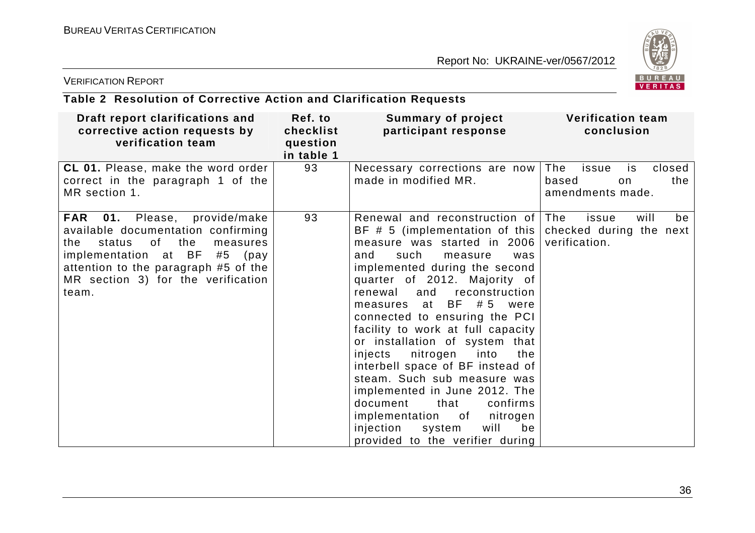**Table 2 Resolution of Corrective Action and Clarification Requests**

| Draft report clarifications and corrective action requests by verification team | Ref. to checklist question in table 1 | Summary of project participant response | Verification team conclusion |
|---|---|---|---|
| **CL 01.** Please, make the word order correct in the paragraph 1 of the MR section 1. | 93 | Necessary corrections are now made in modified MR. | The issue is closed based on the amendments made. |
| **FAR 01.** Please, provide/make available documentation confirming the status of the measures implementation at BF #5 (pay attention to the paragraph #5 of the MR section 3) for the verification team. | 93 | Renewal and reconstruction of BF # 5 (implementation of this measure was started in 2006 and such measure was implemented during the second quarter of 2012. Majority of renewal and reconstruction measures at BF # 5 were connected to ensuring the PCI facility to work at full capacity or installation of system that injects nitrogen into the interbell space of BF instead of steam. Such sub measure was implemented in June 2012. The document that confirms implementation of nitrogen injection system will be provided to the verifier during | The issue will be checked during the next verification. |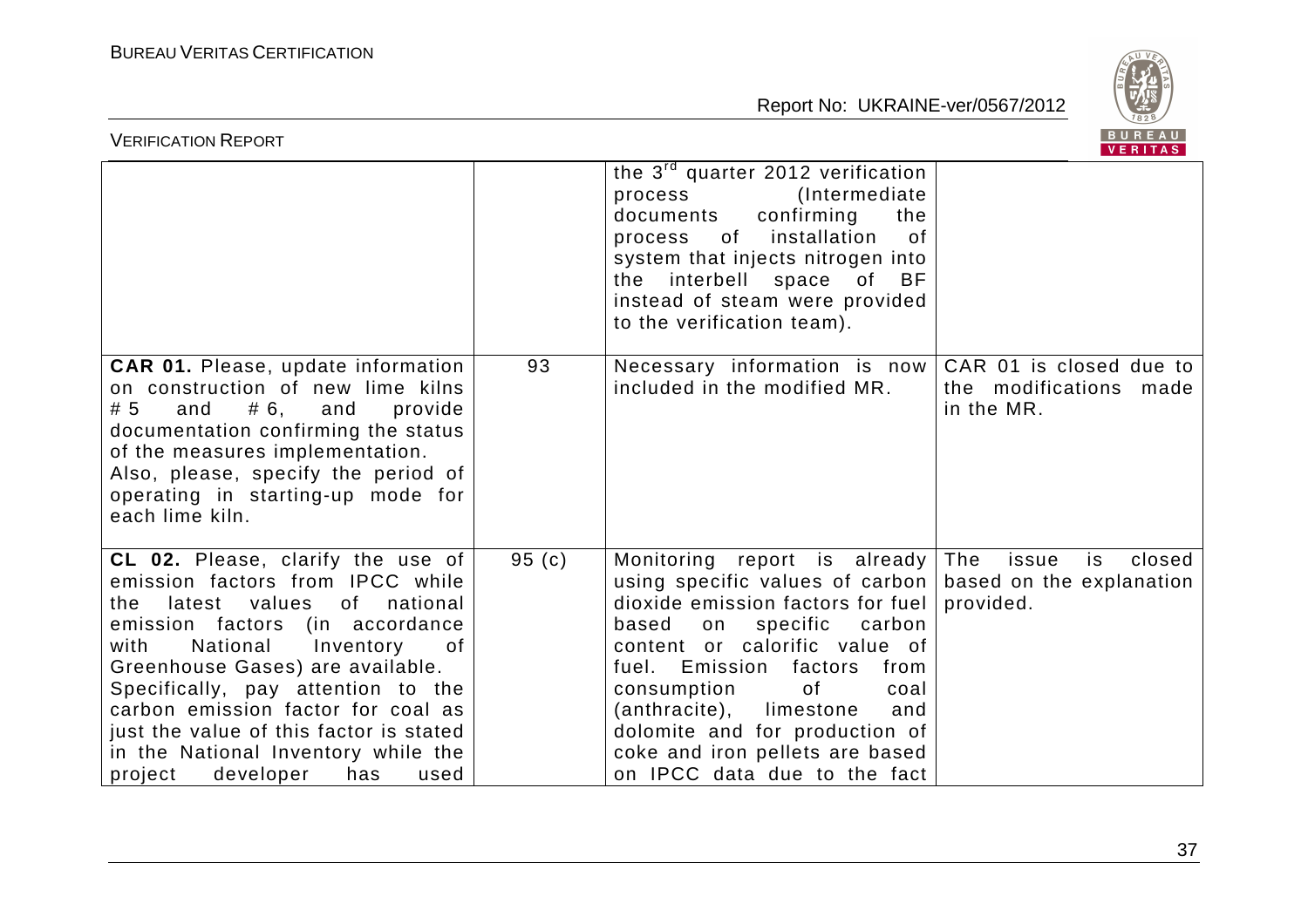| | | | |
|---|---|---|---|
| | | the 3[rd] quarter 2012 verification process (Intermediate documents confirming the process of installation of system that injects nitrogen into the interbell space of BF instead of steam were provided to the verification team). | |
| **CAR 01.** Please, update information on construction of new lime kilns # 5 and # 6, and provide documentation confirming the status of the measures implementation. Also, please, specify the period of operating in starting-up mode for each lime kiln. | 93 | Necessary information is now included in the modified MR. | CAR 01 is closed due to the modifications made in the MR. |
| **CL 02.** Please, clarify the use of emission factors from IPCC while the latest values of national emission factors (in accordance with National Inventory of Greenhouse Gases) are available. Specifically, pay attention to the carbon emission factor for coal as just the value of this factor is stated in the National Inventory while the project developer has used | 95 (c) | Monitoring report is already using specific values of carbon dioxide emission factors for fuel based on specific carbon content or calorific value of fuel. Emission factors from consumption of coal (anthracite), limestone and dolomite and for production of coke and iron pellets are based on IPCC data due to the fact | The issue is closed based on the explanation provided. |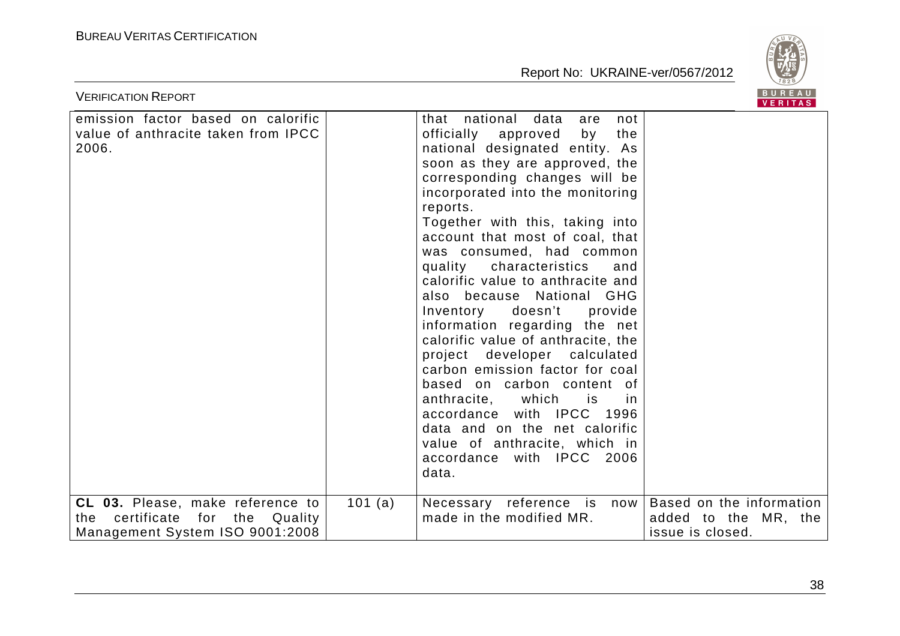| | | | |
|---|---|---|---|
| emission factor based on calorific value of anthracite taken from IPCC 2006. | | that national data are not officially approved by the national designated entity. As soon as they are approved, the corresponding changes will be incorporated into the monitoring reports. Together with this, taking into account that most of coal, that was consumed, had common quality characteristics and calorific value to anthracite and also because National GHG Inventory doesn't provide information regarding the net calorific value of anthracite, the project developer calculated carbon emission factor for coal based on carbon content of anthracite, which is in accordance with IPCC 1996 data and on the net calorific value of anthracite, which in accordance with IPCC 2006 data. | |
| **CL 03.** Please, make reference to the certificate for the Quality Management System ISO 9001:2008 | 101 (a) | Necessary reference is now made in the modified MR. | Based on the information added to the MR, the issue is closed. |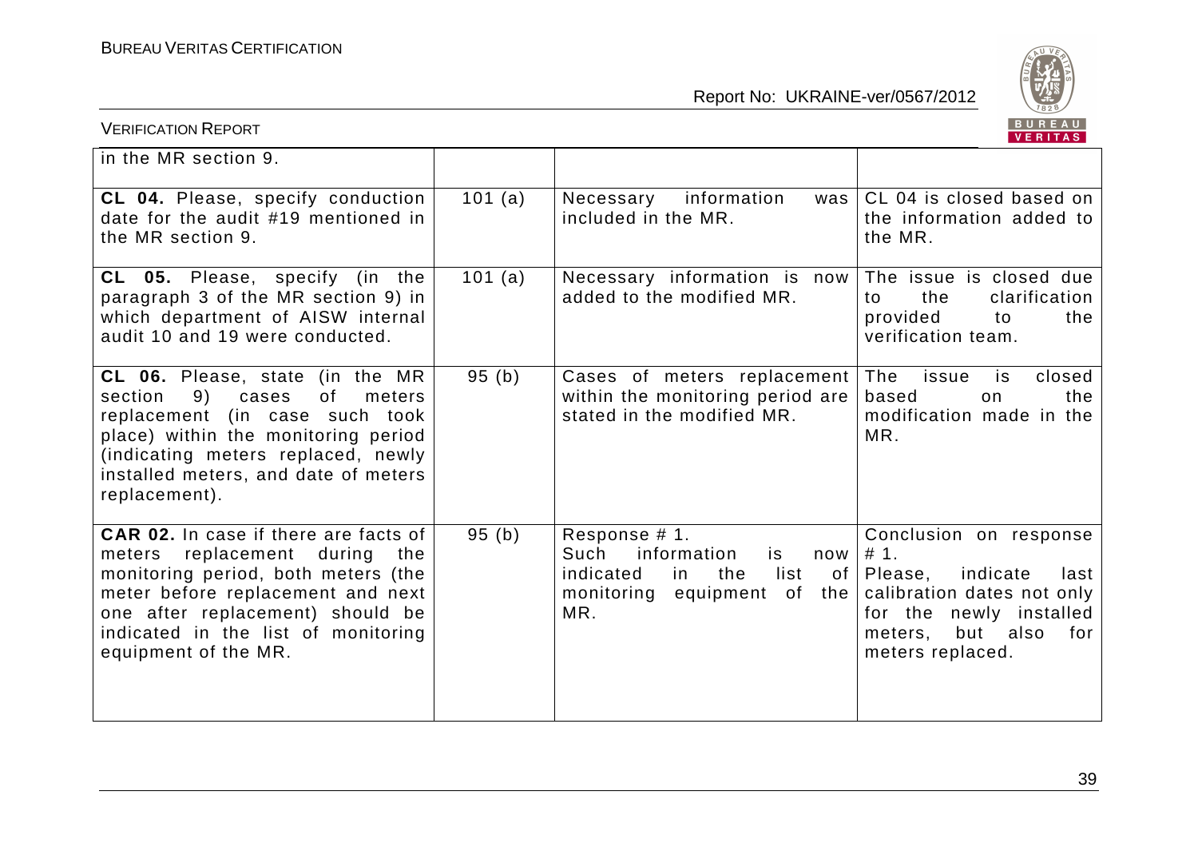| | | | |
|---|---|---|---|
| in the MR section 9. | | | |
| **CL 04.** Please, specify conduction date for the audit #19 mentioned in the MR section 9. | 101 (a) | Necessary information was included in the MR. | CL 04 is closed based on the information added to the MR. |
| **CL 05.** Please, specify (in the paragraph 3 of the MR section 9) in which department of AISW internal audit 10 and 19 were conducted. | 101 (a) | Necessary information is now added to the modified MR. | The issue is closed due to the clarification provided to the verification team. |
| **CL 06.** Please, state (in the MR section 9) cases of meters replacement (in case such took place) within the monitoring period (indicating meters replaced, newly installed meters, and date of meters replacement). | 95 (b) | Cases of meters replacement within the monitoring period are stated in the modified MR. | The issue is closed based on the modification made in the MR. |
| **CAR 02.** In case if there are facts of meters replacement during the monitoring period, both meters (the meter before replacement and next one after replacement) should be indicated in the list of monitoring equipment of the MR. | 95 (b) | Response # 1.<br>Such information is now indicated in the list of monitoring equipment of the MR. | Conclusion on response # 1.<br>Please, indicate last calibration dates not only for the newly installed meters, but also for meters replaced. |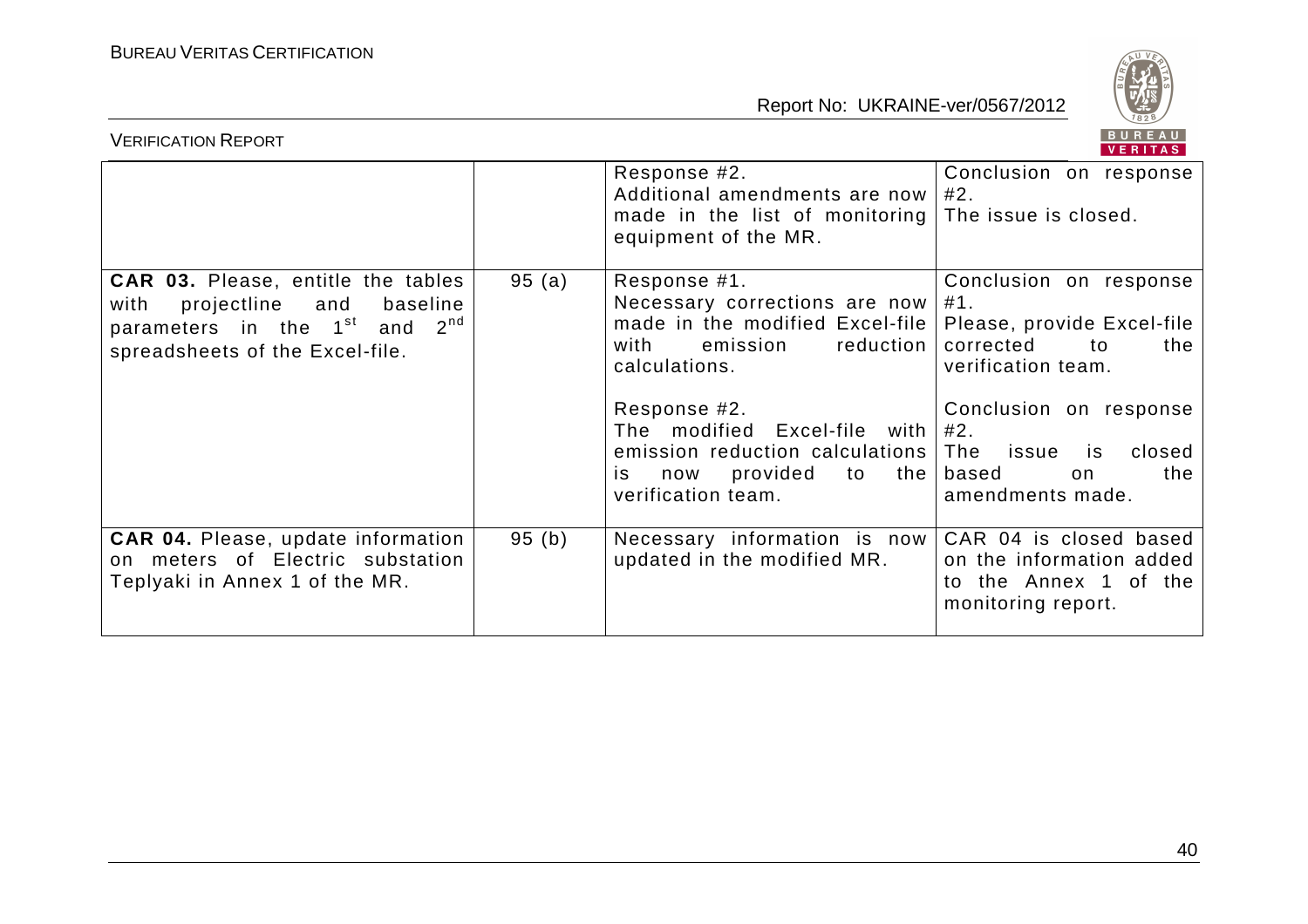| | | | |
|---|---|---|---|
| | | Response #2.<br>Additional amendments are now made in the list of monitoring equipment of the MR. | Conclusion on response #2.<br>The issue is closed. |
| **CAR 03.** Please, entitle the tables with projectline and baseline parameters in the 1st and 2nd spreadsheets of the Excel-file. | 95 (a) | Response #1.<br>Necessary corrections are now made in the modified Excel-file with emission reduction calculations.<br><br>Response #2.<br>The modified Excel-file with emission reduction calculations is now provided to the verification team. | Conclusion on response #1.<br>Please, provide Excel-file corrected to the verification team.<br><br>Conclusion on response #2.<br>The issue is closed based on the amendments made. |
| **CAR 04.** Please, update information on meters of Electric substation Teplyaki in Annex 1 of the MR. | 95 (b) | Necessary information is now updated in the modified MR. | CAR 04 is closed based on the information added to the Annex 1 of the monitoring report. |